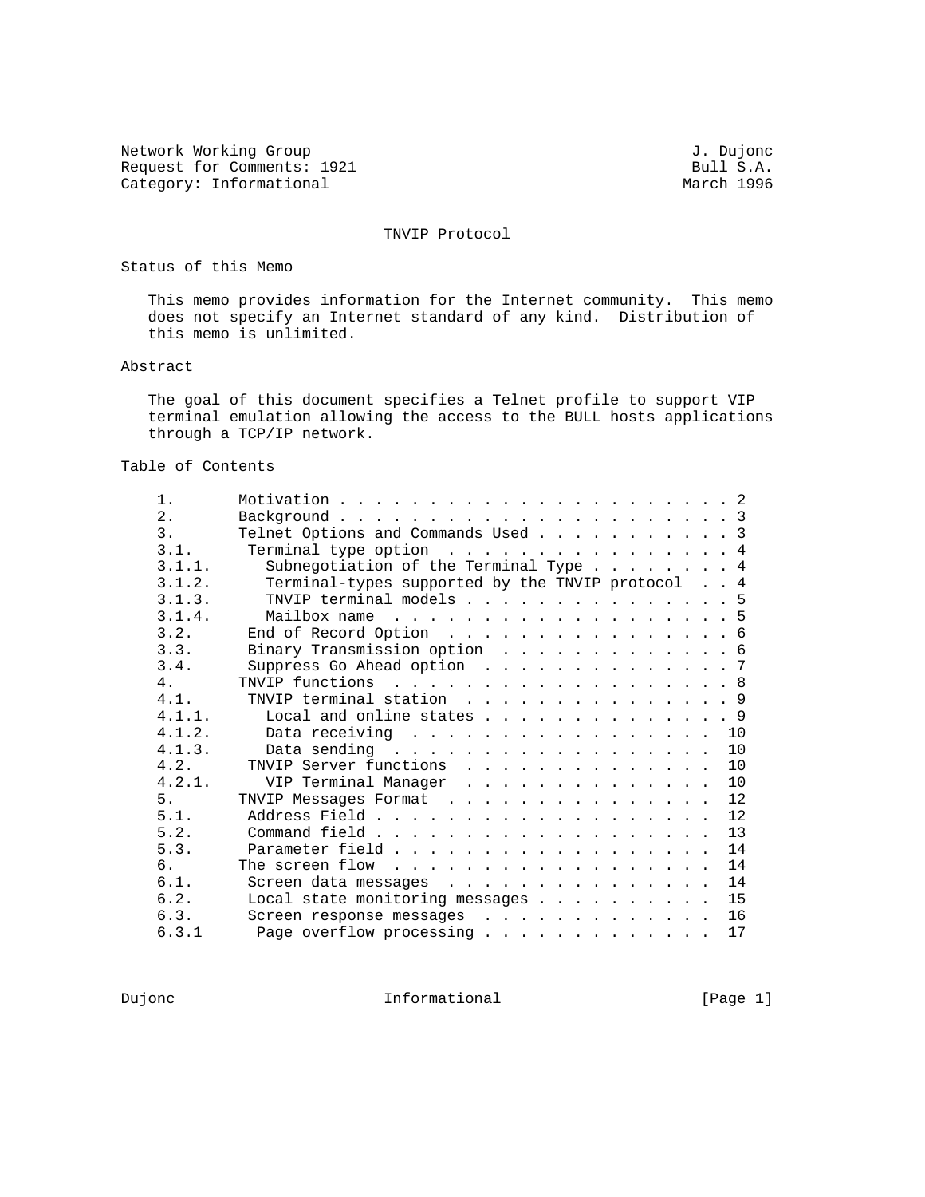Network Working Group J. Dujonc
Request for Comments: 1921 Bull S.A.
Category: Informational March 1996

# TNVIP Protocol

## Status of this Memo

This memo provides information for the Internet community. This memo does not specify an Internet standard of any kind. Distribution of this memo is unlimited.

## Abstract

The goal of this document specifies a Telnet profile to support VIP terminal emulation allowing the access to the BULL hosts applications through a TCP/IP network.

## Table of Contents

```
1.       Motivation . . . . . . . . . . . . . . . . . . . . . . . 2
2.       Background . . . . . . . . . . . . . . . . . . . . . . . 3
3.       Telnet Options and Commands Used . . . . . . . . . . . 3
3.1.      Terminal type option  . . . . . . . . . . . . . . . . 4
3.1.1.      Subnegotiation of the Terminal Type . . . . . . . . 4
3.1.2.      Terminal-types supported by the TNVIP protocol  . . 4
3.1.3.      TNVIP terminal models . . . . . . . . . . . . . . . 5
3.1.4.      Mailbox name  . . . . . . . . . . . . . . . . . . . 5
3.2.      End of Record Option  . . . . . . . . . . . . . . . . 6
3.3.      Binary Transmission option  . . . . . . . . . . . . . 6
3.4.      Suppress Go Ahead option  . . . . . . . . . . . . . . 7
4.       TNVIP functions  . . . . . . . . . . . . . . . . . . . 8
4.1.      TNVIP terminal station  . . . . . . . . . . . . . . . 9
4.1.1.      Local and online states . . . . . . . . . . . . . . 9
4.1.2.      Data receiving  . . . . . . . . . . . . . . . . .  10
4.1.3.      Data sending  . . . . . . . . . . . . . . . . . .  10
4.2.      TNVIP Server functions  . . . . . . . . . . . . . .  10
4.2.1.      VIP Terminal Manager  . . . . . . . . . . . . . .  10
5.       TNVIP Messages Format  . . . . . . . . . . . . . . .  12
5.1.      Address Field . . . . . . . . . . . . . . . . . . .  12
5.2.      Command field . . . . . . . . . . . . . . . . . . .  13
5.3.      Parameter field . . . . . . . . . . . . . . . . . .  14
6.       The screen flow  . . . . . . . . . . . . . . . . . .  14
6.1.      Screen data messages  . . . . . . . . . . . . . . .  14
6.2.      Local state monitoring messages . . . . . . . . . .  15
6.3.      Screen response messages  . . . . . . . . . . . . .  16
6.3.1      Page overflow processing . . . . . . . . . . . . .  17
```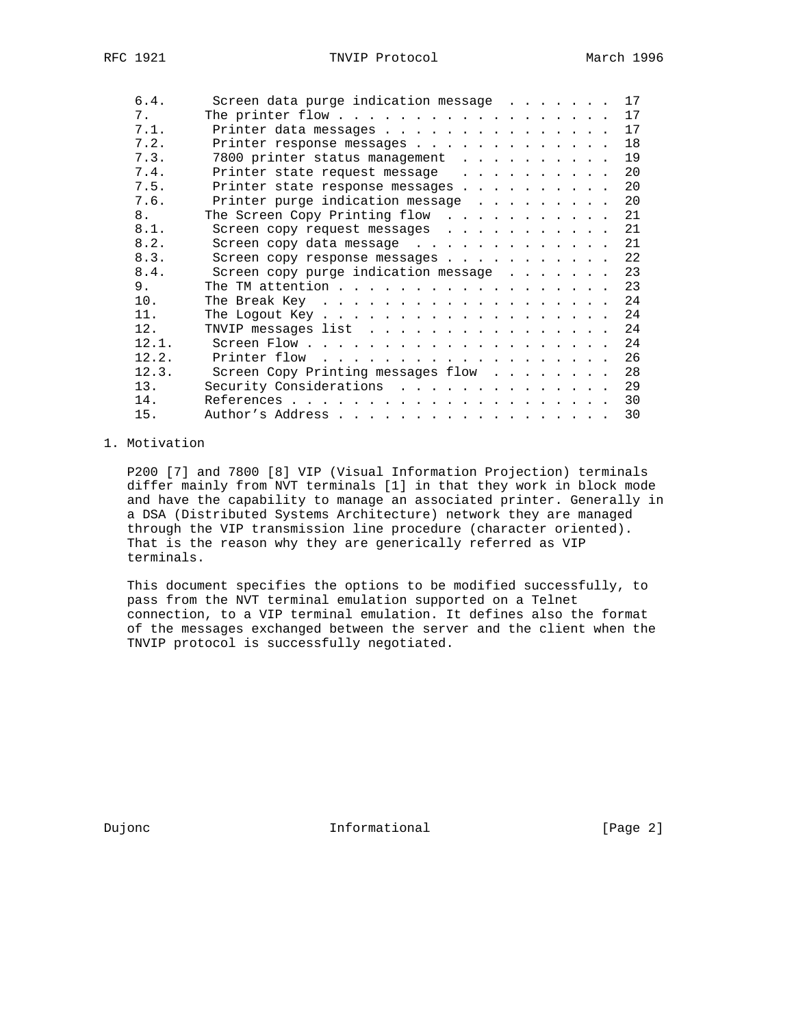| | | |
|---|---|---|
| 6.4. | Screen data purge indication message | 17 |
| 7. | The printer flow | 17 |
| 7.1. | Printer data messages | 17 |
| 7.2. | Printer response messages | 18 |
| 7.3. | 7800 printer status management | 19 |
| 7.4. | Printer state request message | 20 |
| 7.5. | Printer state response messages | 20 |
| 7.6. | Printer purge indication message | 20 |
| 8. | The Screen Copy Printing flow | 21 |
| 8.1. | Screen copy request messages | 21 |
| 8.2. | Screen copy data message | 21 |
| 8.3. | Screen copy response messages | 22 |
| 8.4. | Screen copy purge indication message | 23 |
| 9. | The TM attention | 23 |
| 10. | The Break Key | 24 |
| 11. | The Logout Key | 24 |
| 12. | TNVIP messages list | 24 |
| 12.1. | Screen Flow | 24 |
| 12.2. | Printer flow | 26 |
| 12.3. | Screen Copy Printing messages flow | 28 |
| 13. | Security Considerations | 29 |
| 14. | References | 30 |
| 15. | Author's Address | 30 |

## 1. Motivation

P200 [7] and 7800 [8] VIP (Visual Information Projection) terminals differ mainly from NVT terminals [1] in that they work in block mode and have the capability to manage an associated printer. Generally in a DSA (Distributed Systems Architecture) network they are managed through the VIP transmission line procedure (character oriented). That is the reason why they are generically referred as VIP terminals.

This document specifies the options to be modified successfully, to pass from the NVT terminal emulation supported on a Telnet connection, to a VIP terminal emulation. It defines also the format of the messages exchanged between the server and the client when the TNVIP protocol is successfully negotiated.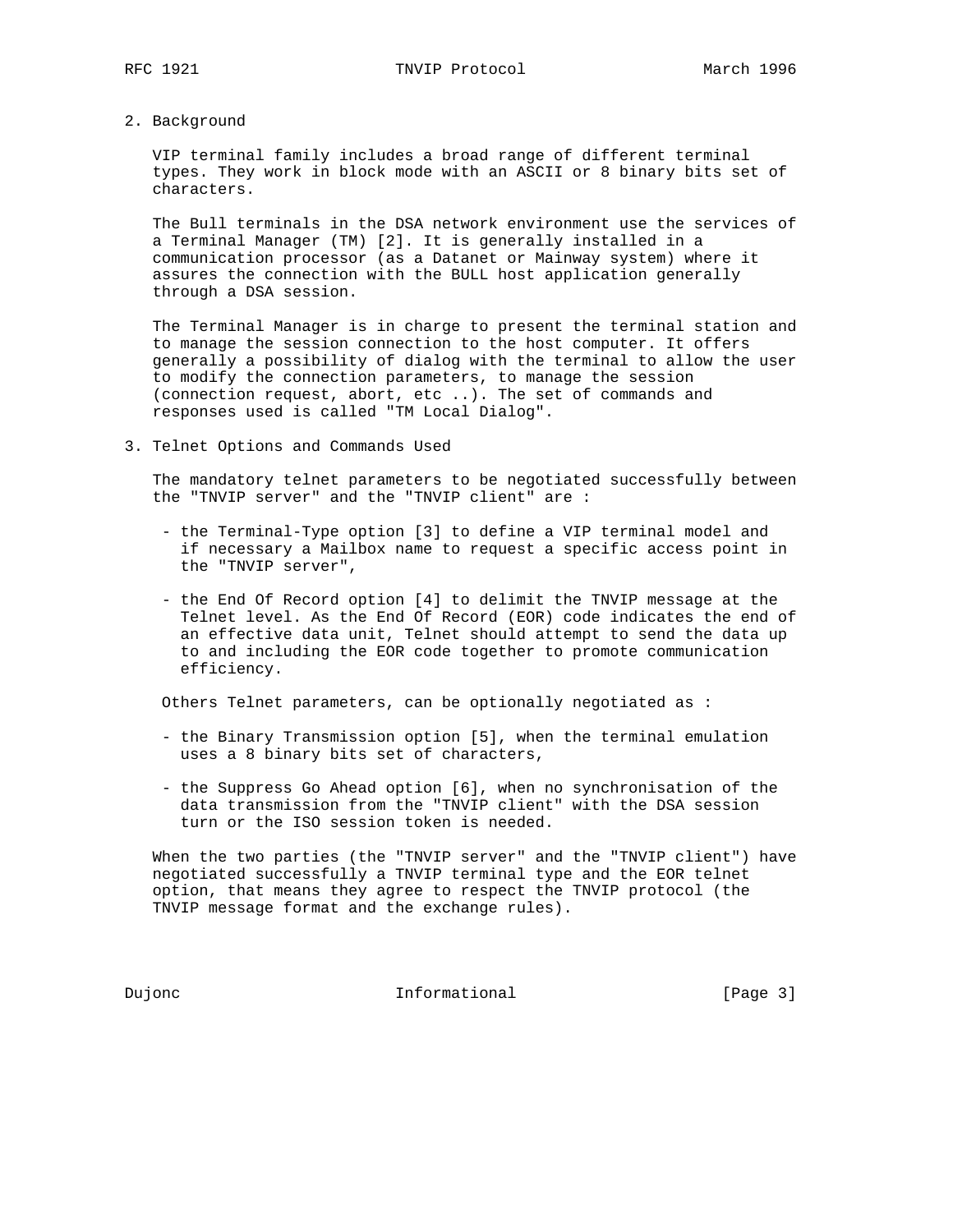## 2. Background

VIP terminal family includes a broad range of different terminal types. They work in block mode with an ASCII or 8 binary bits set of characters.

The Bull terminals in the DSA network environment use the services of a Terminal Manager (TM) [2]. It is generally installed in a communication processor (as a Datanet or Mainway system) where it assures the connection with the BULL host application generally through a DSA session.

The Terminal Manager is in charge to present the terminal station and to manage the session connection to the host computer. It offers generally a possibility of dialog with the terminal to allow the user to modify the connection parameters, to manage the session (connection request, abort, etc ..). The set of commands and responses used is called "TM Local Dialog".

## 3. Telnet Options and Commands Used

The mandatory telnet parameters to be negotiated successfully between the "TNVIP server" and the "TNVIP client" are :

- the Terminal-Type option [3] to define a VIP terminal model and if necessary a Mailbox name to request a specific access point in the "TNVIP server",

- the End Of Record option [4] to delimit the TNVIP message at the Telnet level. As the End Of Record (EOR) code indicates the end of an effective data unit, Telnet should attempt to send the data up to and including the EOR code together to promote communication efficiency.

Others Telnet parameters, can be optionally negotiated as :

- the Binary Transmission option [5], when the terminal emulation uses a 8 binary bits set of characters,

- the Suppress Go Ahead option [6], when no synchronisation of the data transmission from the "TNVIP client" with the DSA session turn or the ISO session token is needed.

When the two parties (the "TNVIP server" and the "TNVIP client") have negotiated successfully a TNVIP terminal type and the EOR telnet option, that means they agree to respect the TNVIP protocol (the TNVIP message format and the exchange rules).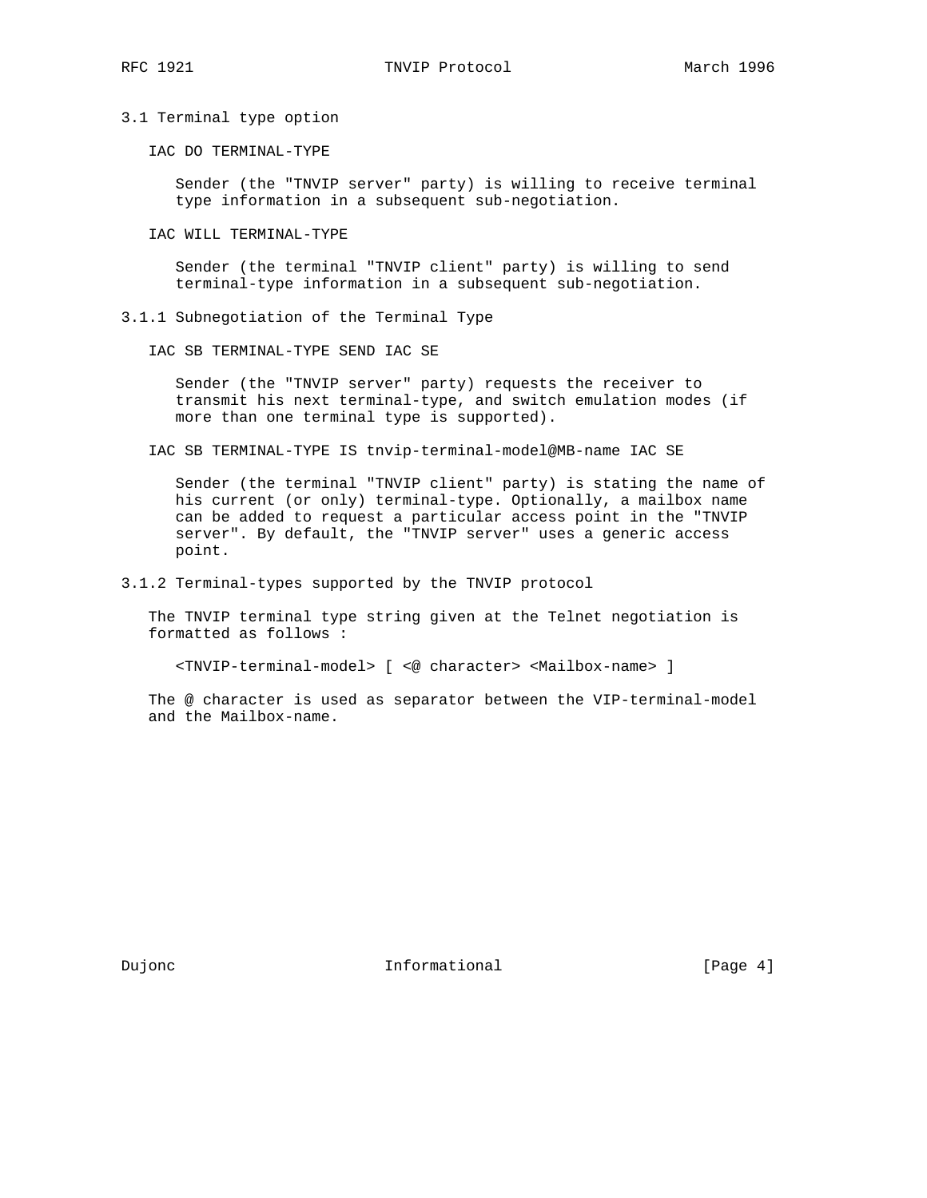### 3.1 Terminal type option

IAC DO TERMINAL-TYPE

Sender (the "TNVIP server" party) is willing to receive terminal type information in a subsequent sub-negotiation.

IAC WILL TERMINAL-TYPE

Sender (the terminal "TNVIP client" party) is willing to send terminal-type information in a subsequent sub-negotiation.

#### 3.1.1 Subnegotiation of the Terminal Type

IAC SB TERMINAL-TYPE SEND IAC SE

Sender (the "TNVIP server" party) requests the receiver to transmit his next terminal-type, and switch emulation modes (if more than one terminal type is supported).

IAC SB TERMINAL-TYPE IS tnvip-terminal-model@MB-name IAC SE

Sender (the terminal "TNVIP client" party) is stating the name of his current (or only) terminal-type. Optionally, a mailbox name can be added to request a particular access point in the "TNVIP server". By default, the "TNVIP server" uses a generic access point.

#### 3.1.2 Terminal-types supported by the TNVIP protocol

The TNVIP terminal type string given at the Telnet negotiation is formatted as follows :

```
<TNVIP-terminal-model> [ <@ character> <Mailbox-name> ]
```

The @ character is used as separator between the VIP-terminal-model and the Mailbox-name.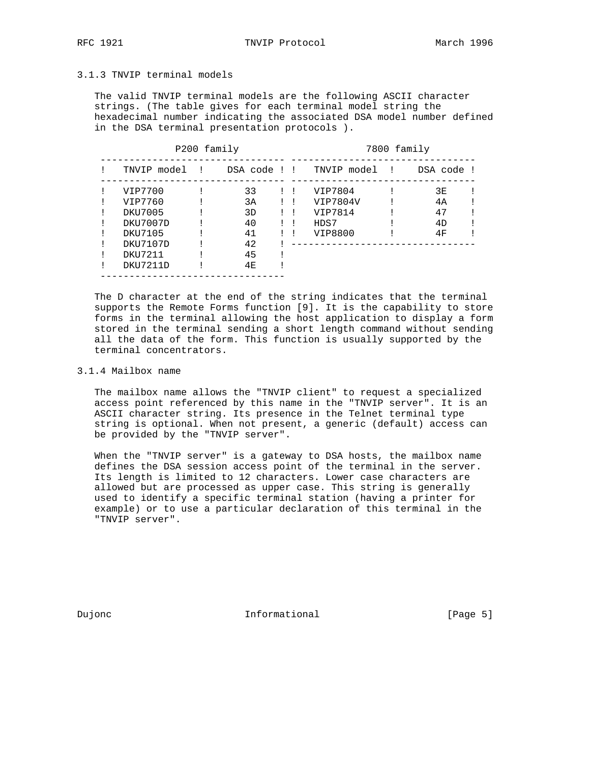### 3.1.3 TNVIP terminal models

The valid TNVIP terminal models are the following ASCII character strings. (The table gives for each terminal model string the hexadecimal number indicating the associated DSA model number defined in the DSA terminal presentation protocols ).

P200 family

| TNVIP model | DSA code |
|---|---|
| VIP7700 | 33 |
| VIP7760 | 3A |
| DKU7005 | 3D |
| DKU7007D | 40 |
| DKU7105 | 41 |
| DKU7107D | 42 |
| DKU7211 | 45 |
| DKU7211D | 4E |

7800 family

| TNVIP model | DSA code |
|---|---|
| VIP7804 | 3E |
| VIP7804V | 4A |
| VIP7814 | 47 |
| HDS7 | 4D |
| VIP8800 | 4F |

The D character at the end of the string indicates that the terminal supports the Remote Forms function [9]. It is the capability to store forms in the terminal allowing the host application to display a form stored in the terminal sending a short length command without sending all the data of the form. This function is usually supported by the terminal concentrators.

### 3.1.4 Mailbox name

The mailbox name allows the "TNVIP client" to request a specialized access point referenced by this name in the "TNVIP server". It is an ASCII character string. Its presence in the Telnet terminal type string is optional. When not present, a generic (default) access can be provided by the "TNVIP server".

When the "TNVIP server" is a gateway to DSA hosts, the mailbox name defines the DSA session access point of the terminal in the server. Its length is limited to 12 characters. Lower case characters are allowed but are processed as upper case. This string is generally used to identify a specific terminal station (having a printer for example) or to use a particular declaration of this terminal in the "TNVIP server".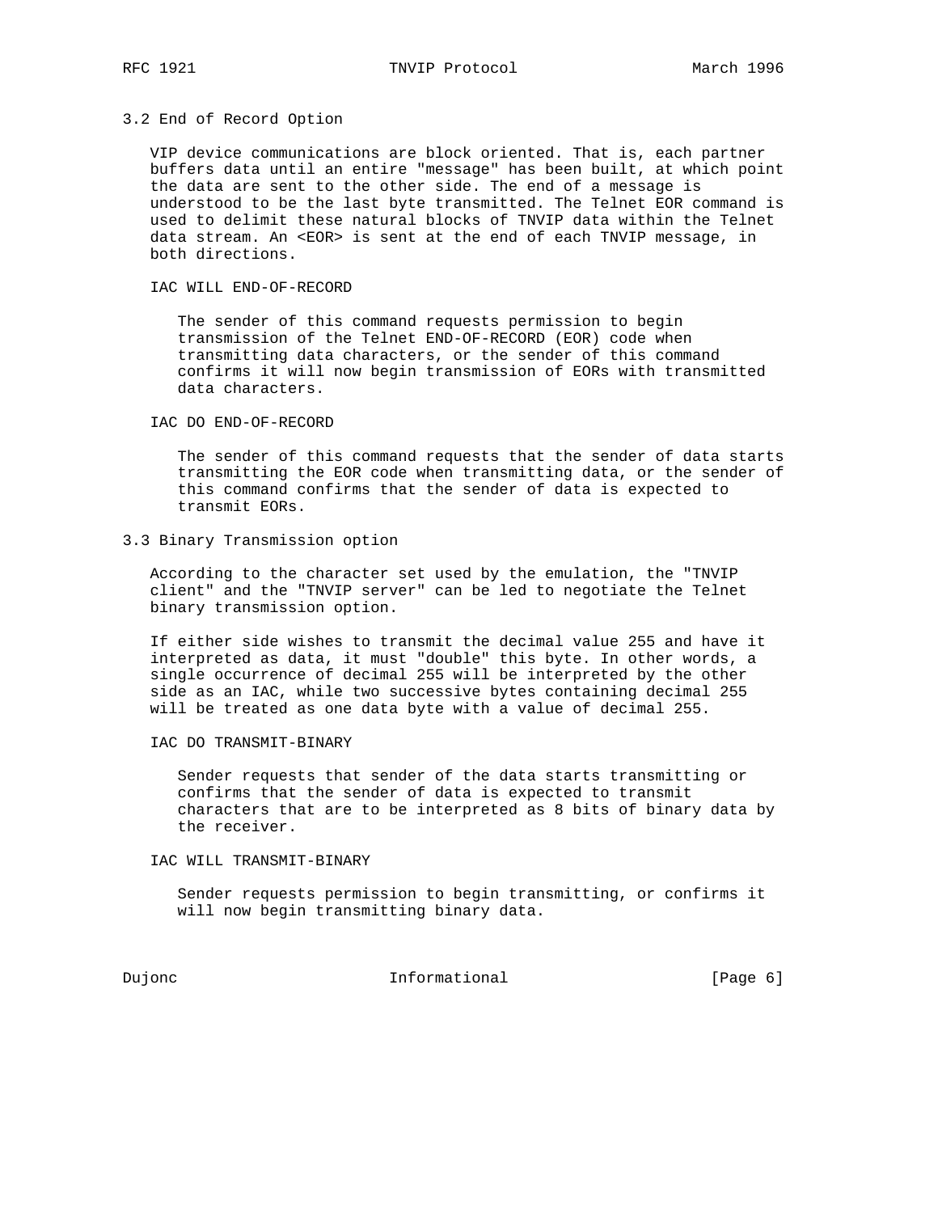### 3.2 End of Record Option

VIP device communications are block oriented. That is, each partner buffers data until an entire "message" has been built, at which point the data are sent to the other side. The end of a message is understood to be the last byte transmitted. The Telnet EOR command is used to delimit these natural blocks of TNVIP data within the Telnet data stream. An <EOR> is sent at the end of each TNVIP message, in both directions.

IAC WILL END-OF-RECORD

> The sender of this command requests permission to begin transmission of the Telnet END-OF-RECORD (EOR) code when transmitting data characters, or the sender of this command confirms it will now begin transmission of EORs with transmitted data characters.

IAC DO END-OF-RECORD

> The sender of this command requests that the sender of data starts transmitting the EOR code when transmitting data, or the sender of this command confirms that the sender of data is expected to transmit EORs.

### 3.3 Binary Transmission option

According to the character set used by the emulation, the "TNVIP client" and the "TNVIP server" can be led to negotiate the Telnet binary transmission option.

If either side wishes to transmit the decimal value 255 and have it interpreted as data, it must "double" this byte. In other words, a single occurrence of decimal 255 will be interpreted by the other side as an IAC, while two successive bytes containing decimal 255 will be treated as one data byte with a value of decimal 255.

IAC DO TRANSMIT-BINARY

> Sender requests that sender of the data starts transmitting or confirms that the sender of data is expected to transmit characters that are to be interpreted as 8 bits of binary data by the receiver.

IAC WILL TRANSMIT-BINARY

> Sender requests permission to begin transmitting, or confirms it will now begin transmitting binary data.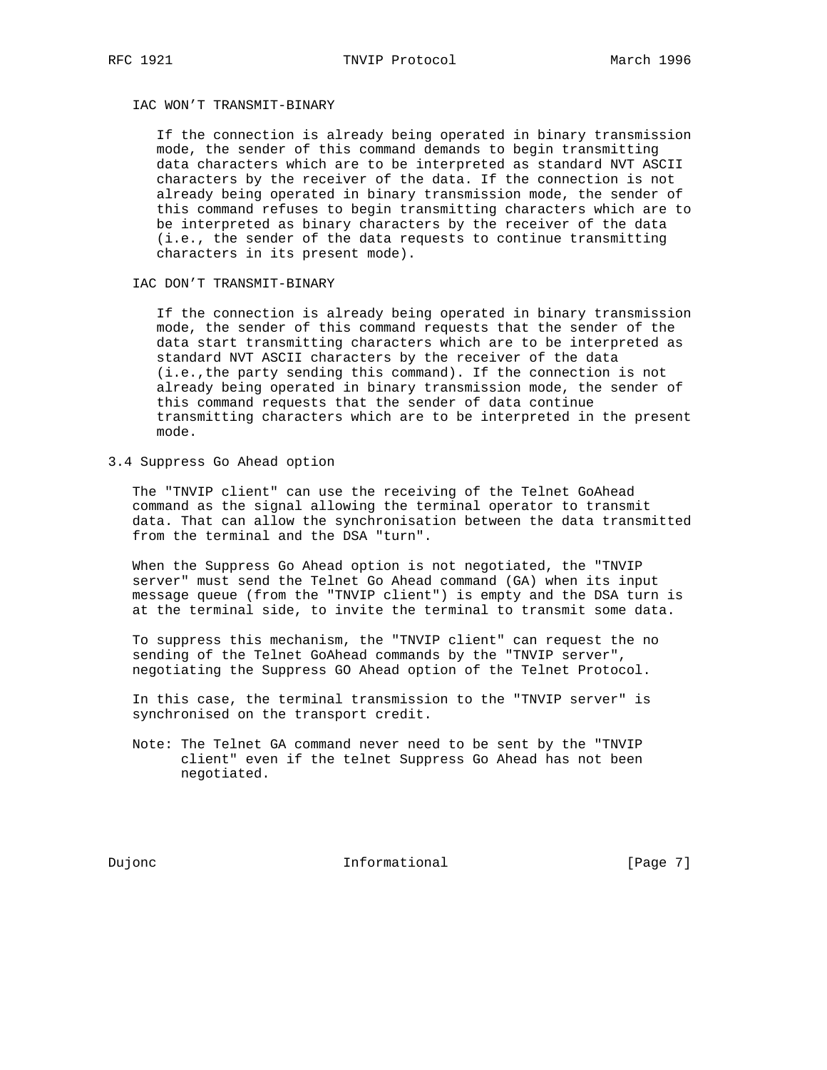IAC WON'T TRANSMIT-BINARY

If the connection is already being operated in binary transmission mode, the sender of this command demands to begin transmitting data characters which are to be interpreted as standard NVT ASCII characters by the receiver of the data. If the connection is not already being operated in binary transmission mode, the sender of this command refuses to begin transmitting characters which are to be interpreted as binary characters by the receiver of the data (i.e., the sender of the data requests to continue transmitting characters in its present mode).

IAC DON'T TRANSMIT-BINARY

If the connection is already being operated in binary transmission mode, the sender of this command requests that the sender of the data start transmitting characters which are to be interpreted as standard NVT ASCII characters by the receiver of the data (i.e.,the party sending this command). If the connection is not already being operated in binary transmission mode, the sender of this command requests that the sender of data continue transmitting characters which are to be interpreted in the present mode.

### 3.4 Suppress Go Ahead option

The "TNVIP client" can use the receiving of the Telnet GoAhead command as the signal allowing the terminal operator to transmit data. That can allow the synchronisation between the data transmitted from the terminal and the DSA "turn".

When the Suppress Go Ahead option is not negotiated, the "TNVIP server" must send the Telnet Go Ahead command (GA) when its input message queue (from the "TNVIP client") is empty and the DSA turn is at the terminal side, to invite the terminal to transmit some data.

To suppress this mechanism, the "TNVIP client" can request the no sending of the Telnet GoAhead commands by the "TNVIP server", negotiating the Suppress GO Ahead option of the Telnet Protocol.

In this case, the terminal transmission to the "TNVIP server" is synchronised on the transport credit.

Note: The Telnet GA command never need to be sent by the "TNVIP client" even if the telnet Suppress Go Ahead has not been negotiated.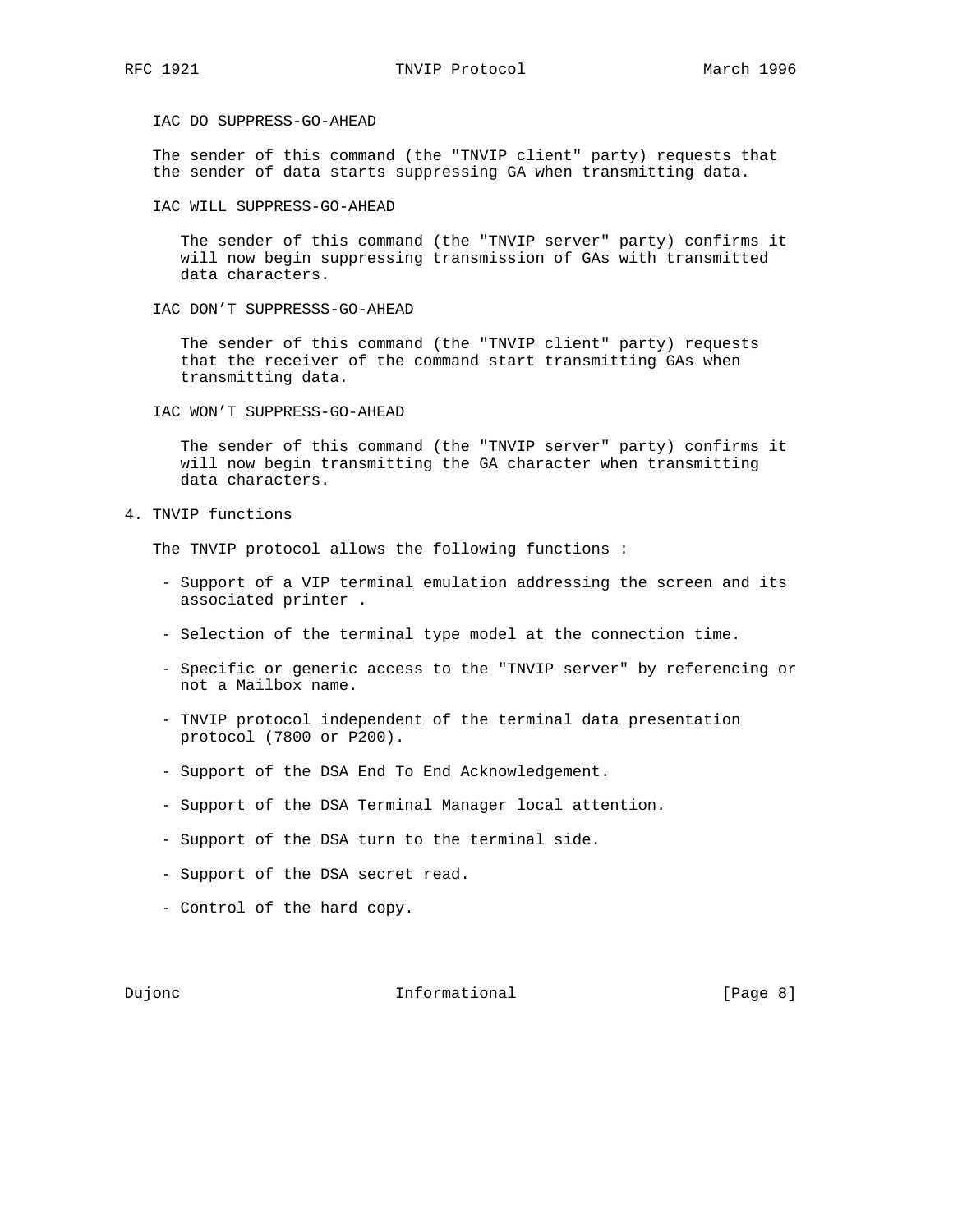IAC DO SUPPRESS-GO-AHEAD

The sender of this command (the "TNVIP client" party) requests that the sender of data starts suppressing GA when transmitting data.

IAC WILL SUPPRESS-GO-AHEAD

The sender of this command (the "TNVIP server" party) confirms it will now begin suppressing transmission of GAs with transmitted data characters.

IAC DON'T SUPPRESSS-GO-AHEAD

The sender of this command (the "TNVIP client" party) requests that the receiver of the command start transmitting GAs when transmitting data.

IAC WON'T SUPPRESS-GO-AHEAD

The sender of this command (the "TNVIP server" party) confirms it will now begin transmitting the GA character when transmitting data characters.

## 4. TNVIP functions

The TNVIP protocol allows the following functions :

- Support of a VIP terminal emulation addressing the screen and its associated printer .
- Selection of the terminal type model at the connection time.
- Specific or generic access to the "TNVIP server" by referencing or not a Mailbox name.
- TNVIP protocol independent of the terminal data presentation protocol (7800 or P200).
- Support of the DSA End To End Acknowledgement.
- Support of the DSA Terminal Manager local attention.
- Support of the DSA turn to the terminal side.
- Support of the DSA secret read.
- Control of the hard copy.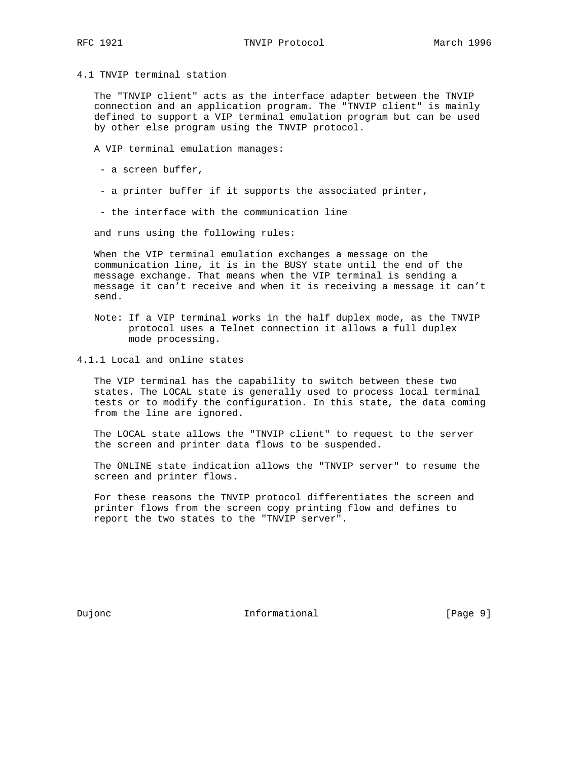### 4.1 TNVIP terminal station

The "TNVIP client" acts as the interface adapter between the TNVIP connection and an application program. The "TNVIP client" is mainly defined to support a VIP terminal emulation program but can be used by other else program using the TNVIP protocol.

A VIP terminal emulation manages:

- a screen buffer,
- a printer buffer if it supports the associated printer,
- the interface with the communication line

and runs using the following rules:

When the VIP terminal emulation exchanges a message on the communication line, it is in the BUSY state until the end of the message exchange. That means when the VIP terminal is sending a message it can’t receive and when it is receiving a message it can’t send.

Note: If a VIP terminal works in the half duplex mode, as the TNVIP protocol uses a Telnet connection it allows a full duplex mode processing.

#### 4.1.1 Local and online states

The VIP terminal has the capability to switch between these two states. The LOCAL state is generally used to process local terminal tests or to modify the configuration. In this state, the data coming from the line are ignored.

The LOCAL state allows the "TNVIP client" to request to the server the screen and printer data flows to be suspended.

The ONLINE state indication allows the "TNVIP server" to resume the screen and printer flows.

For these reasons the TNVIP protocol differentiates the screen and printer flows from the screen copy printing flow and defines to report the two states to the "TNVIP server".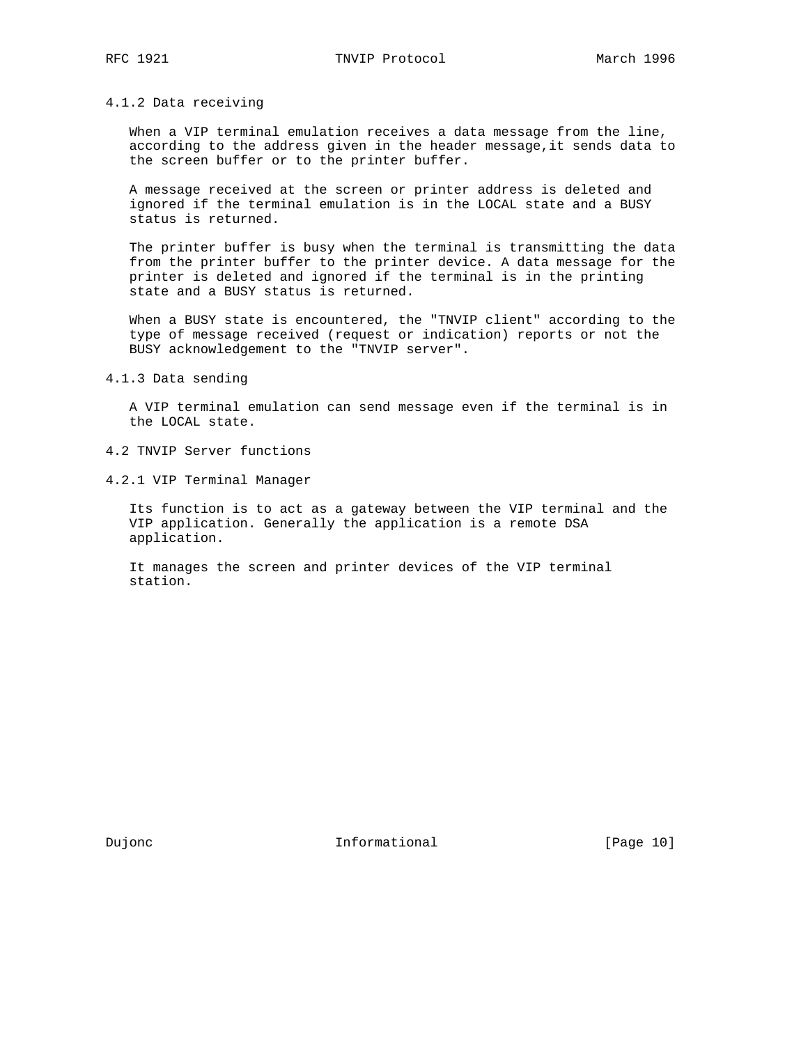### 4.1.2 Data receiving

When a VIP terminal emulation receives a data message from the line, according to the address given in the header message,it sends data to the screen buffer or to the printer buffer.

A message received at the screen or printer address is deleted and ignored if the terminal emulation is in the LOCAL state and a BUSY status is returned.

The printer buffer is busy when the terminal is transmitting the data from the printer buffer to the printer device. A data message for the printer is deleted and ignored if the terminal is in the printing state and a BUSY status is returned.

When a BUSY state is encountered, the "TNVIP client" according to the type of message received (request or indication) reports or not the BUSY acknowledgement to the "TNVIP server".

### 4.1.3 Data sending

A VIP terminal emulation can send message even if the terminal is in the LOCAL state.

## 4.2 TNVIP Server functions

### 4.2.1 VIP Terminal Manager

Its function is to act as a gateway between the VIP terminal and the VIP application. Generally the application is a remote DSA application.

It manages the screen and printer devices of the VIP terminal station.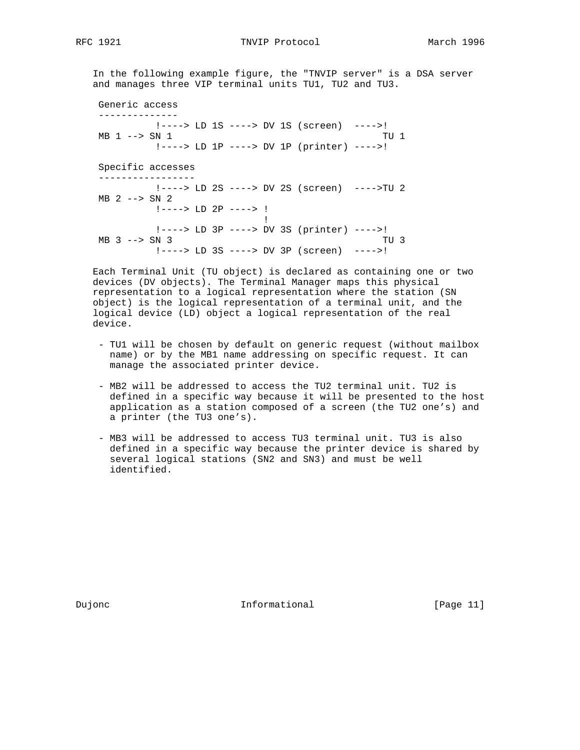In the following example figure, the "TNVIP server" is a DSA server and manages three VIP terminal units TU1, TU2 and TU3.

```
 Generic access
 --------------
           !----> LD 1S ----> DV 1S (screen)  ---->!
 MB 1 --> SN 1                                     TU 1
           !----> LD 1P ----> DV 1P (printer) ---->!

 Specific accesses
 -----------------
           !----> LD 2S ----> DV 2S (screen)  ---->TU 2
 MB 2 --> SN 2
           !----> LD 2P ----> !
                              !
           !----> LD 3P ----> DV 3S (printer) ---->!
 MB 3 --> SN 3                                     TU 3
           !----> LD 3S ----> DV 3P (screen)  ---->!
```

Each Terminal Unit (TU object) is declared as containing one or two devices (DV objects). The Terminal Manager maps this physical representation to a logical representation where the station (SN object) is the logical representation of a terminal unit, and the logical device (LD) object a logical representation of the real device.

- TU1 will be chosen by default on generic request (without mailbox name) or by the MB1 name addressing on specific request. It can manage the associated printer device.

- MB2 will be addressed to access the TU2 terminal unit. TU2 is defined in a specific way because it will be presented to the host application as a station composed of a screen (the TU2 one's) and a printer (the TU3 one's).

- MB3 will be addressed to access TU3 terminal unit. TU3 is also defined in a specific way because the printer device is shared by several logical stations (SN2 and SN3) and must be well identified.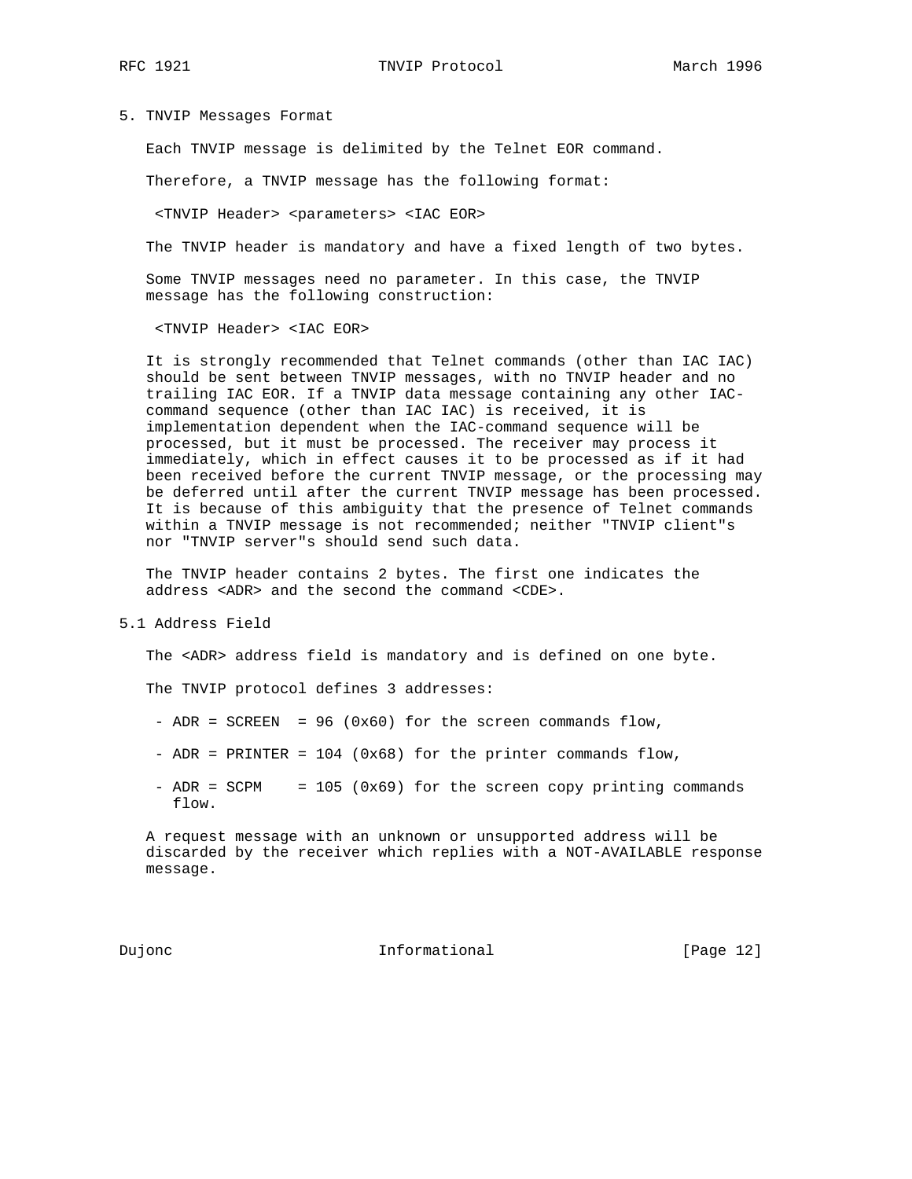## 5. TNVIP Messages Format

Each TNVIP message is delimited by the Telnet EOR command.

Therefore, a TNVIP message has the following format:

```
<TNVIP Header> <parameters> <IAC EOR>
```

The TNVIP header is mandatory and have a fixed length of two bytes.

Some TNVIP messages need no parameter. In this case, the TNVIP message has the following construction:

```
<TNVIP Header> <IAC EOR>
```

It is strongly recommended that Telnet commands (other than IAC IAC) should be sent between TNVIP messages, with no TNVIP header and no trailing IAC EOR. If a TNVIP data message containing any other IAC-command sequence (other than IAC IAC) is received, it is implementation dependent when the IAC-command sequence will be processed, but it must be processed. The receiver may process it immediately, which in effect causes it to be processed as if it had been received before the current TNVIP message, or the processing may be deferred until after the current TNVIP message has been processed. It is because of this ambiguity that the presence of Telnet commands within a TNVIP message is not recommended; neither "TNVIP client"s nor "TNVIP server"s should send such data.

The TNVIP header contains 2 bytes. The first one indicates the address <ADR> and the second the command <CDE>.

### 5.1 Address Field

The <ADR> address field is mandatory and is defined on one byte.

The TNVIP protocol defines 3 addresses:

- ADR = SCREEN = 96 (0x60) for the screen commands flow,
- ADR = PRINTER = 104 (0x68) for the printer commands flow,
- ADR = SCPM = 105 (0x69) for the screen copy printing commands flow.

A request message with an unknown or unsupported address will be discarded by the receiver which replies with a NOT-AVAILABLE response message.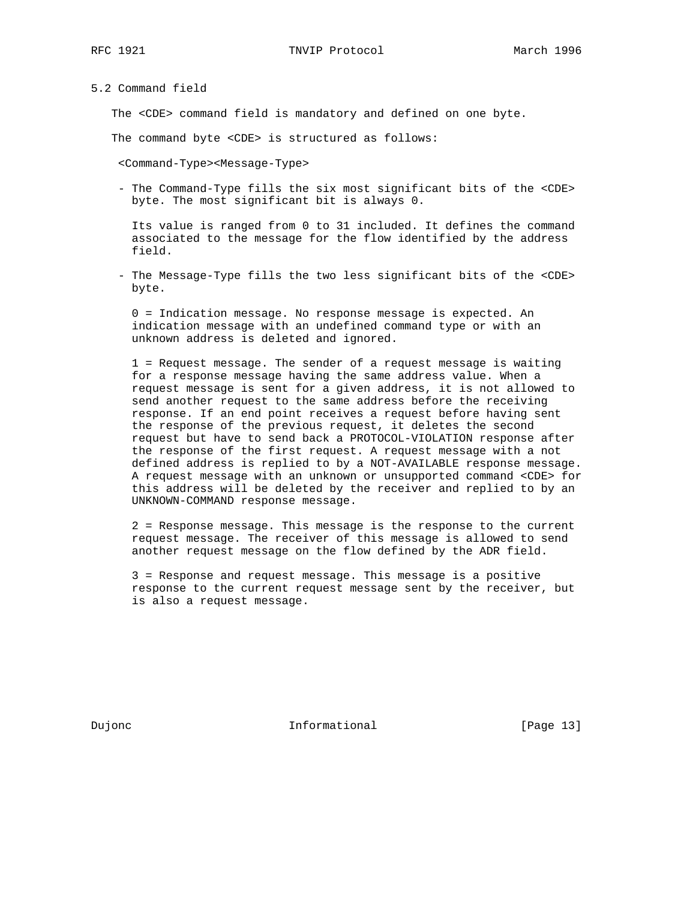### 5.2 Command field

The <CDE> command field is mandatory and defined on one byte.

The command byte <CDE> is structured as follows:

<Command-Type><Message-Type>

- The Command-Type fills the six most significant bits of the <CDE> byte. The most significant bit is always 0.

  Its value is ranged from 0 to 31 included. It defines the command associated to the message for the flow identified by the address field.

- The Message-Type fills the two less significant bits of the <CDE> byte.

  0 = Indication message. No response message is expected. An indication message with an undefined command type or with an unknown address is deleted and ignored.

  1 = Request message. The sender of a request message is waiting for a response message having the same address value. When a request message is sent for a given address, it is not allowed to send another request to the same address before the receiving response. If an end point receives a request before having sent the response of the previous request, it deletes the second request but have to send back a PROTOCOL-VIOLATION response after the response of the first request. A request message with a not defined address is replied to by a NOT-AVAILABLE response message. A request message with an unknown or unsupported command <CDE> for this address will be deleted by the receiver and replied to by an UNKNOWN-COMMAND response message.

  2 = Response message. This message is the response to the current request message. The receiver of this message is allowed to send another request message on the flow defined by the ADR field.

  3 = Response and request message. This message is a positive response to the current request message sent by the receiver, but is also a request message.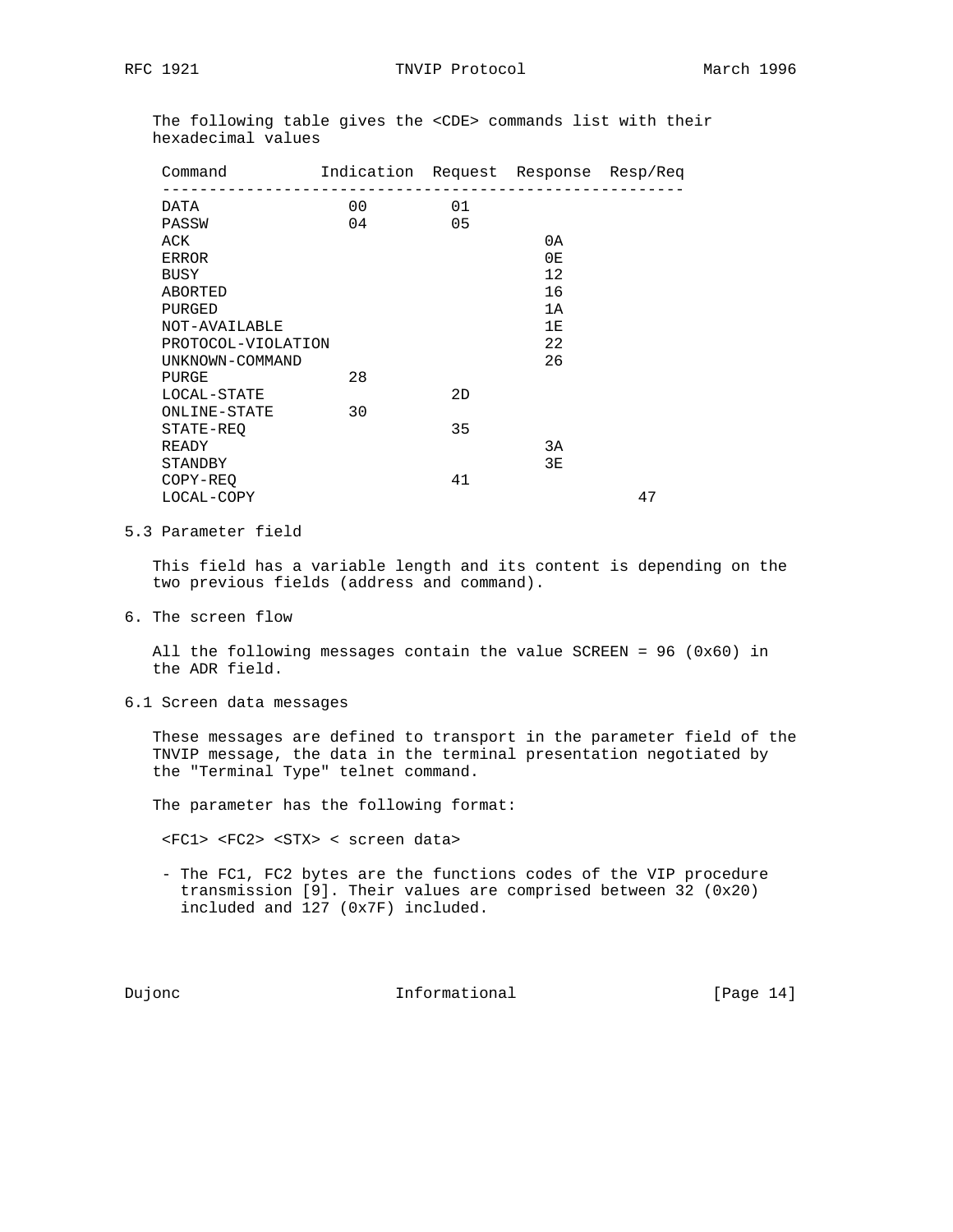The following table gives the <CDE> commands list with their hexadecimal values

| Command | Indication | Request | Response | Resp/Req |
|---|---|---|---|---|
| DATA | 00 | 01 | | |
| PASSW | 04 | 05 | | |
| ACK | | | 0A | |
| ERROR | | | 0E | |
| BUSY | | | 12 | |
| ABORTED | | | 16 | |
| PURGED | | | 1A | |
| NOT-AVAILABLE | | | 1E | |
| PROTOCOL-VIOLATION | | | 22 | |
| UNKNOWN-COMMAND | | | 26 | |
| PURGE | 28 | | | |
| LOCAL-STATE | | 2D | | |
| ONLINE-STATE | 30 | | | |
| STATE-REQ | | 35 | | |
| READY | | | 3A | |
| STANDBY | | | 3E | |
| COPY-REQ | | 41 | | |
| LOCAL-COPY | | | | 47 |

## 5.3 Parameter field

This field has a variable length and its content is depending on the two previous fields (address and command).

# 6. The screen flow

All the following messages contain the value SCREEN = 96 (0x60) in the ADR field.

## 6.1 Screen data messages

These messages are defined to transport in the parameter field of the TNVIP message, the data in the terminal presentation negotiated by the "Terminal Type" telnet command.

The parameter has the following format:

<FC1> <FC2> <STX> < screen data>

- The FC1, FC2 bytes are the functions codes of the VIP procedure transmission [9]. Their values are comprised between 32 (0x20) included and 127 (0x7F) included.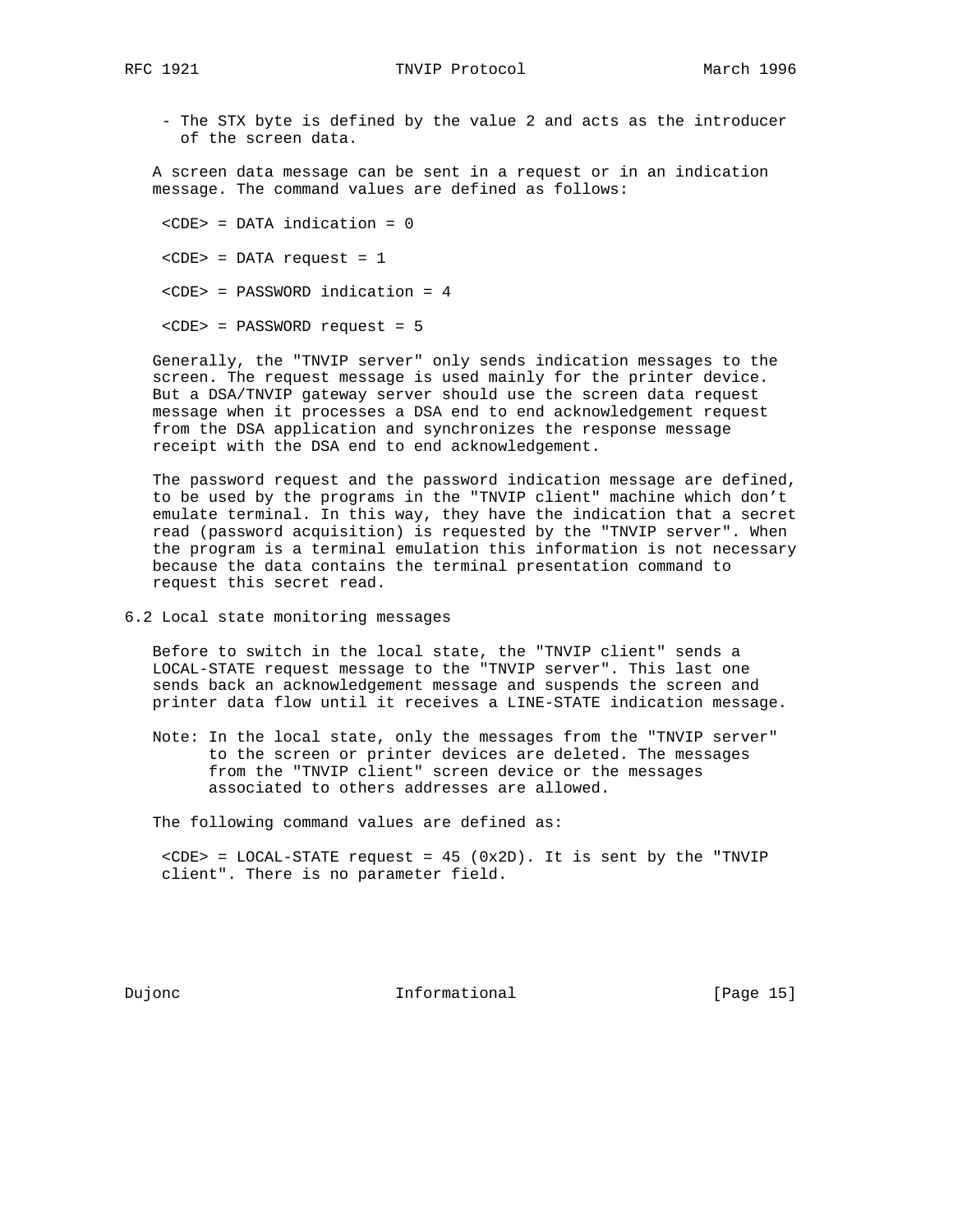- The STX byte is defined by the value 2 and acts as the introducer of the screen data.

A screen data message can be sent in a request or in an indication message. The command values are defined as follows:

<CDE> = DATA indication = 0

<CDE> = DATA request = 1

<CDE> = PASSWORD indication = 4

<CDE> = PASSWORD request = 5

Generally, the "TNVIP server" only sends indication messages to the screen. The request message is used mainly for the printer device. But a DSA/TNVIP gateway server should use the screen data request message when it processes a DSA end to end acknowledgement request from the DSA application and synchronizes the response message receipt with the DSA end to end acknowledgement.

The password request and the password indication message are defined, to be used by the programs in the "TNVIP client" machine which don't emulate terminal. In this way, they have the indication that a secret read (password acquisition) is requested by the "TNVIP server". When the program is a terminal emulation this information is not necessary because the data contains the terminal presentation command to request this secret read.

## 6.2 Local state monitoring messages

Before to switch in the local state, the "TNVIP client" sends a LOCAL-STATE request message to the "TNVIP server". This last one sends back an acknowledgement message and suspends the screen and printer data flow until it receives a LINE-STATE indication message.

Note: In the local state, only the messages from the "TNVIP server" to the screen or printer devices are deleted. The messages from the "TNVIP client" screen device or the messages associated to others addresses are allowed.

The following command values are defined as:

<CDE> = LOCAL-STATE request = 45 (0x2D). It is sent by the "TNVIP client". There is no parameter field.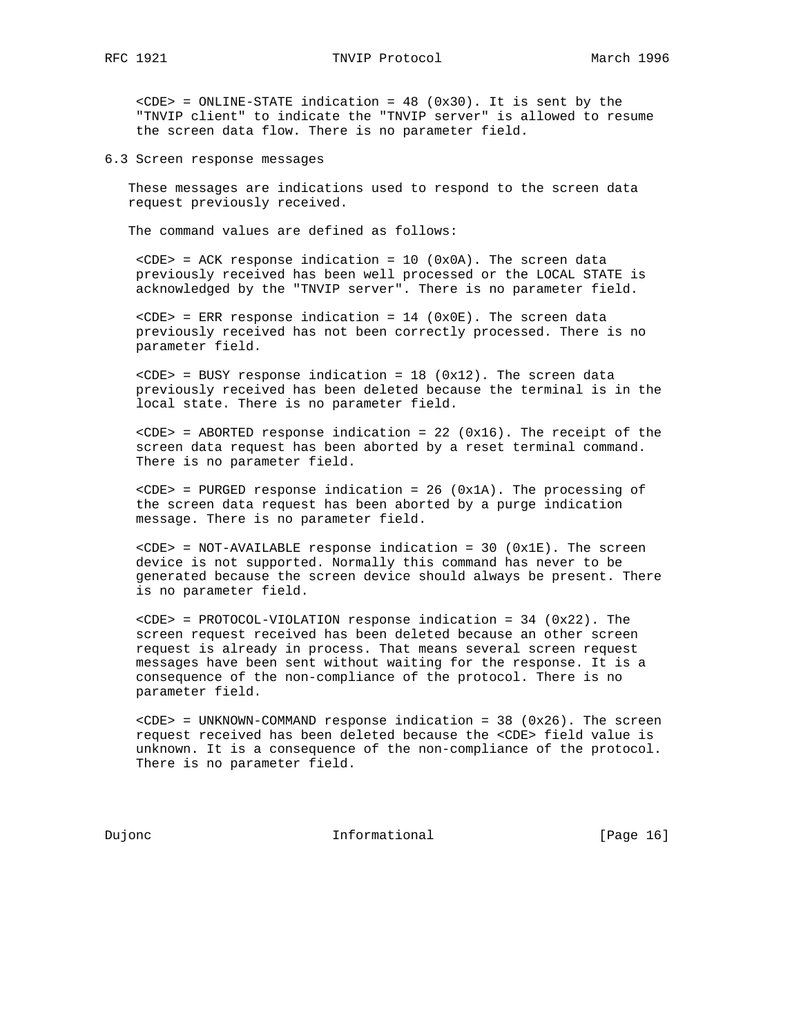<CDE> = ONLINE-STATE indication = 48 (0x30). It is sent by the "TNVIP client" to indicate the "TNVIP server" is allowed to resume the screen data flow. There is no parameter field.

### 6.3 Screen response messages

These messages are indications used to respond to the screen data request previously received.

The command values are defined as follows:

<CDE> = ACK response indication = 10 (0x0A). The screen data previously received has been well processed or the LOCAL STATE is acknowledged by the "TNVIP server". There is no parameter field.

<CDE> = ERR response indication = 14 (0x0E). The screen data previously received has not been correctly processed. There is no parameter field.

<CDE> = BUSY response indication = 18 (0x12). The screen data previously received has been deleted because the terminal is in the local state. There is no parameter field.

<CDE> = ABORTED response indication = 22 (0x16). The receipt of the screen data request has been aborted by a reset terminal command. There is no parameter field.

<CDE> = PURGED response indication = 26 (0x1A). The processing of the screen data request has been aborted by a purge indication message. There is no parameter field.

<CDE> = NOT-AVAILABLE response indication = 30 (0x1E). The screen device is not supported. Normally this command has never to be generated because the screen device should always be present. There is no parameter field.

<CDE> = PROTOCOL-VIOLATION response indication = 34 (0x22). The screen request received has been deleted because an other screen request is already in process. That means several screen request messages have been sent without waiting for the response. It is a consequence of the non-compliance of the protocol. There is no parameter field.

<CDE> = UNKNOWN-COMMAND response indication = 38 (0x26). The screen request received has been deleted because the <CDE> field value is unknown. It is a consequence of the non-compliance of the protocol. There is no parameter field.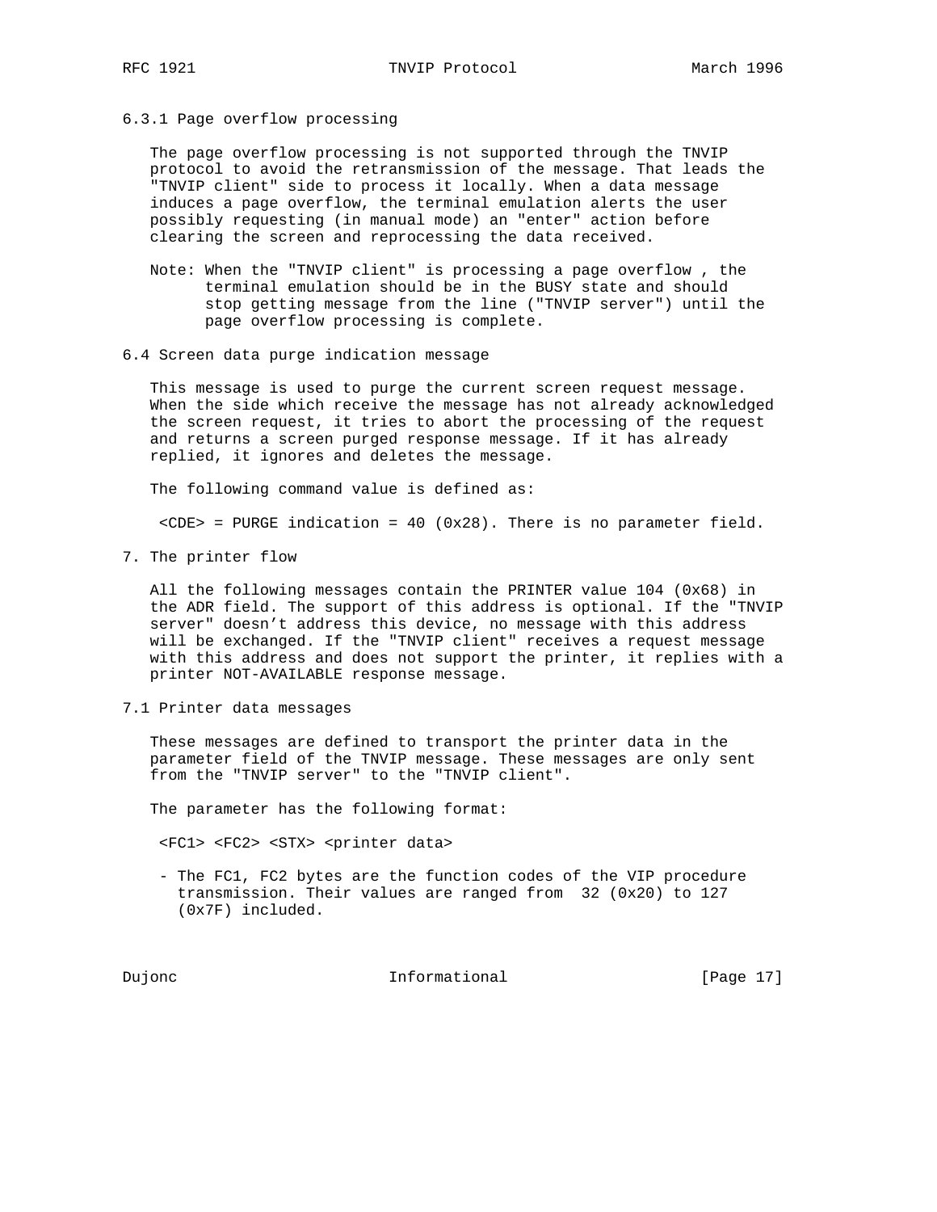### 6.3.1 Page overflow processing

The page overflow processing is not supported through the TNVIP protocol to avoid the retransmission of the message. That leads the "TNVIP client" side to process it locally. When a data message induces a page overflow, the terminal emulation alerts the user possibly requesting (in manual mode) an "enter" action before clearing the screen and reprocessing the data received.

Note: When the "TNVIP client" is processing a page overflow , the terminal emulation should be in the BUSY state and should stop getting message from the line ("TNVIP server") until the page overflow processing is complete.

### 6.4 Screen data purge indication message

This message is used to purge the current screen request message. When the side which receive the message has not already acknowledged the screen request, it tries to abort the processing of the request and returns a screen purged response message. If it has already replied, it ignores and deletes the message.

The following command value is defined as:

<CDE> = PURGE indication = 40 (0x28). There is no parameter field.

## 7. The printer flow

All the following messages contain the PRINTER value 104 (0x68) in the ADR field. The support of this address is optional. If the "TNVIP server" doesn't address this device, no message with this address will be exchanged. If the "TNVIP client" receives a request message with this address and does not support the printer, it replies with a printer NOT-AVAILABLE response message.

### 7.1 Printer data messages

These messages are defined to transport the printer data in the parameter field of the TNVIP message. These messages are only sent from the "TNVIP server" to the "TNVIP client".

The parameter has the following format:

<FC1> <FC2> <STX> <printer data>

- The FC1, FC2 bytes are the function codes of the VIP procedure transmission. Their values are ranged from 32 (0x20) to 127 (0x7F) included.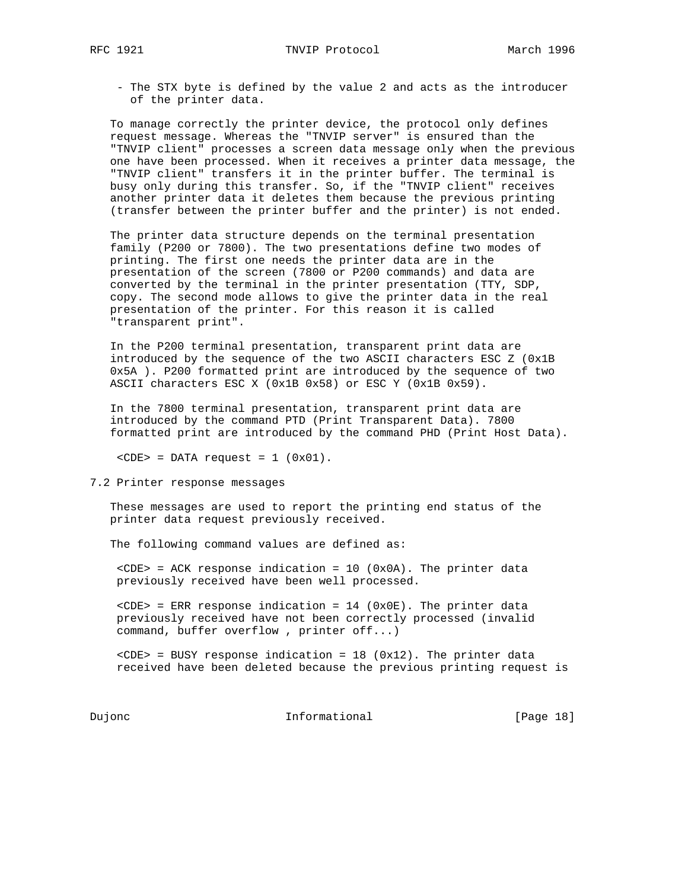- The STX byte is defined by the value 2 and acts as the introducer of the printer data.

To manage correctly the printer device, the protocol only defines request message. Whereas the "TNVIP server" is ensured than the "TNVIP client" processes a screen data message only when the previous one have been processed. When it receives a printer data message, the "TNVIP client" transfers it in the printer buffer. The terminal is busy only during this transfer. So, if the "TNVIP client" receives another printer data it deletes them because the previous printing (transfer between the printer buffer and the printer) is not ended.

The printer data structure depends on the terminal presentation family (P200 or 7800). The two presentations define two modes of printing. The first one needs the printer data are in the presentation of the screen (7800 or P200 commands) and data are converted by the terminal in the printer presentation (TTY, SDP, copy. The second mode allows to give the printer data in the real presentation of the printer. For this reason it is called "transparent print".

In the P200 terminal presentation, transparent print data are introduced by the sequence of the two ASCII characters ESC Z (0x1B 0x5A ). P200 formatted print are introduced by the sequence of two ASCII characters ESC X (0x1B 0x58) or ESC Y (0x1B 0x59).

In the 7800 terminal presentation, transparent print data are introduced by the command PTD (Print Transparent Data). 7800 formatted print are introduced by the command PHD (Print Host Data).

<CDE> = DATA request = 1 (0x01).

## 7.2 Printer response messages

These messages are used to report the printing end status of the printer data request previously received.

The following command values are defined as:

<CDE> = ACK response indication = 10 (0x0A). The printer data previously received have been well processed.

<CDE> = ERR response indication = 14 (0x0E). The printer data previously received have not been correctly processed (invalid command, buffer overflow , printer off...)

<CDE> = BUSY response indication = 18 (0x12). The printer data received have been deleted because the previous printing request is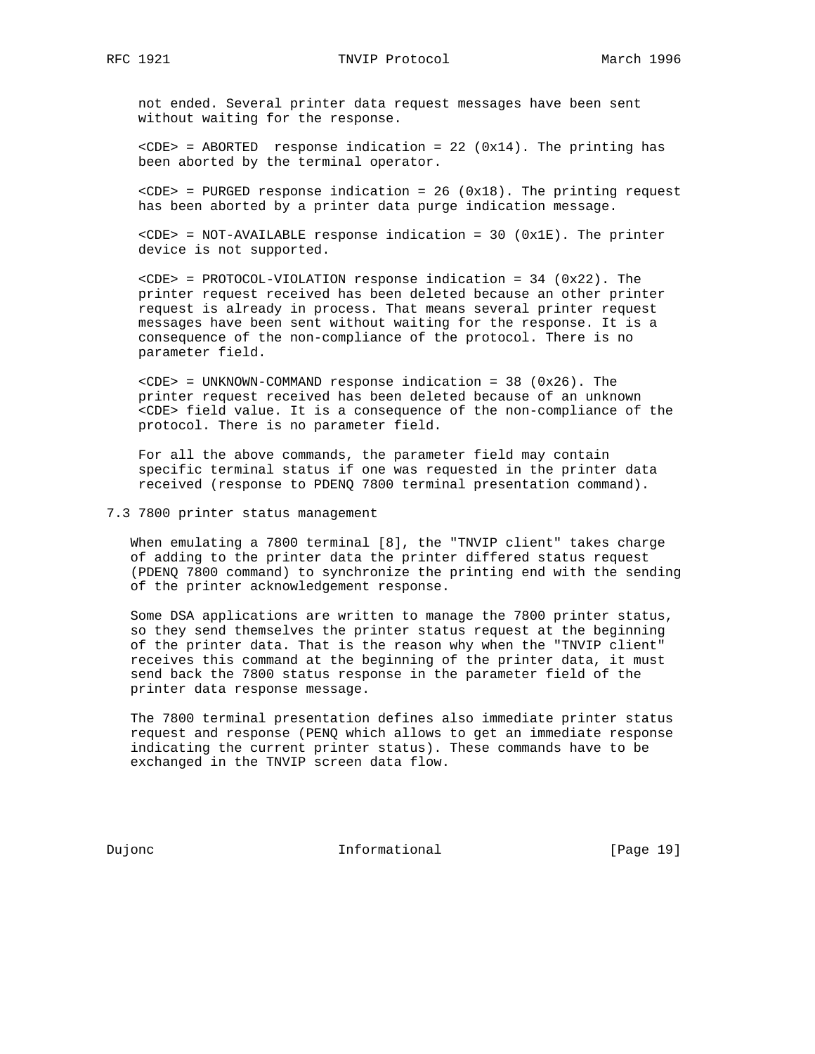not ended. Several printer data request messages have been sent without waiting for the response.

<CDE> = ABORTED  response indication = 22 (0x14). The printing has been aborted by the terminal operator.

<CDE> = PURGED response indication = 26 (0x18). The printing request has been aborted by a printer data purge indication message.

<CDE> = NOT-AVAILABLE response indication = 30 (0x1E). The printer device is not supported.

<CDE> = PROTOCOL-VIOLATION response indication = 34 (0x22). The printer request received has been deleted because an other printer request is already in process. That means several printer request messages have been sent without waiting for the response. It is a consequence of the non-compliance of the protocol. There is no parameter field.

<CDE> = UNKNOWN-COMMAND response indication = 38 (0x26). The printer request received has been deleted because of an unknown <CDE> field value. It is a consequence of the non-compliance of the protocol. There is no parameter field.

For all the above commands, the parameter field may contain specific terminal status if one was requested in the printer data received (response to PDENQ 7800 terminal presentation command).

## 7.3 7800 printer status management

When emulating a 7800 terminal [8], the "TNVIP client" takes charge of adding to the printer data the printer differed status request (PDENQ 7800 command) to synchronize the printing end with the sending of the printer acknowledgement response.

Some DSA applications are written to manage the 7800 printer status, so they send themselves the printer status request at the beginning of the printer data. That is the reason why when the "TNVIP client" receives this command at the beginning of the printer data, it must send back the 7800 status response in the parameter field of the printer data response message.

The 7800 terminal presentation defines also immediate printer status request and response (PENQ which allows to get an immediate response indicating the current printer status). These commands have to be exchanged in the TNVIP screen data flow.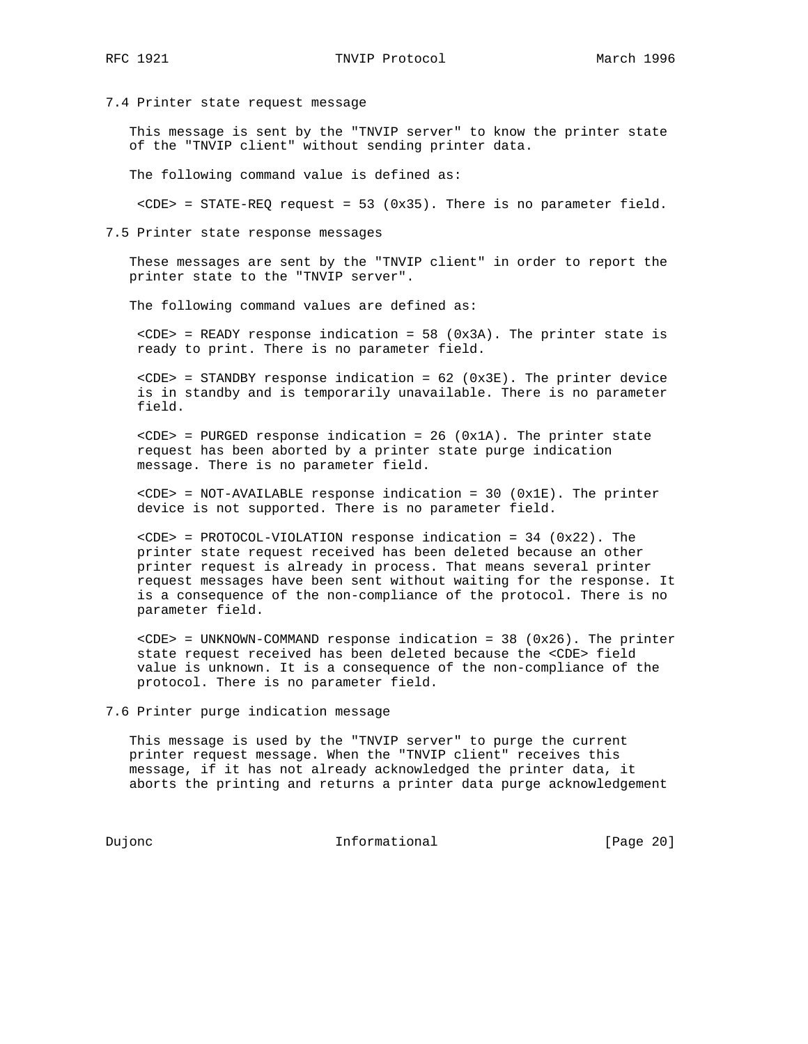### 7.4 Printer state request message

This message is sent by the "TNVIP server" to know the printer state of the "TNVIP client" without sending printer data.

The following command value is defined as:

<CDE> = STATE-REQ request = 53 (0x35). There is no parameter field.

### 7.5 Printer state response messages

These messages are sent by the "TNVIP client" in order to report the printer state to the "TNVIP server".

The following command values are defined as:

<CDE> = READY response indication = 58 (0x3A). The printer state is ready to print. There is no parameter field.

<CDE> = STANDBY response indication = 62 (0x3E). The printer device is in standby and is temporarily unavailable. There is no parameter field.

<CDE> = PURGED response indication = 26 (0x1A). The printer state request has been aborted by a printer state purge indication message. There is no parameter field.

<CDE> = NOT-AVAILABLE response indication = 30 (0x1E). The printer device is not supported. There is no parameter field.

<CDE> = PROTOCOL-VIOLATION response indication = 34 (0x22). The printer state request received has been deleted because an other printer request is already in process. That means several printer request messages have been sent without waiting for the response. It is a consequence of the non-compliance of the protocol. There is no parameter field.

<CDE> = UNKNOWN-COMMAND response indication = 38 (0x26). The printer state request received has been deleted because the <CDE> field value is unknown. It is a consequence of the non-compliance of the protocol. There is no parameter field.

### 7.6 Printer purge indication message

This message is used by the "TNVIP server" to purge the current printer request message. When the "TNVIP client" receives this message, if it has not already acknowledged the printer data, it aborts the printing and returns a printer data purge acknowledgement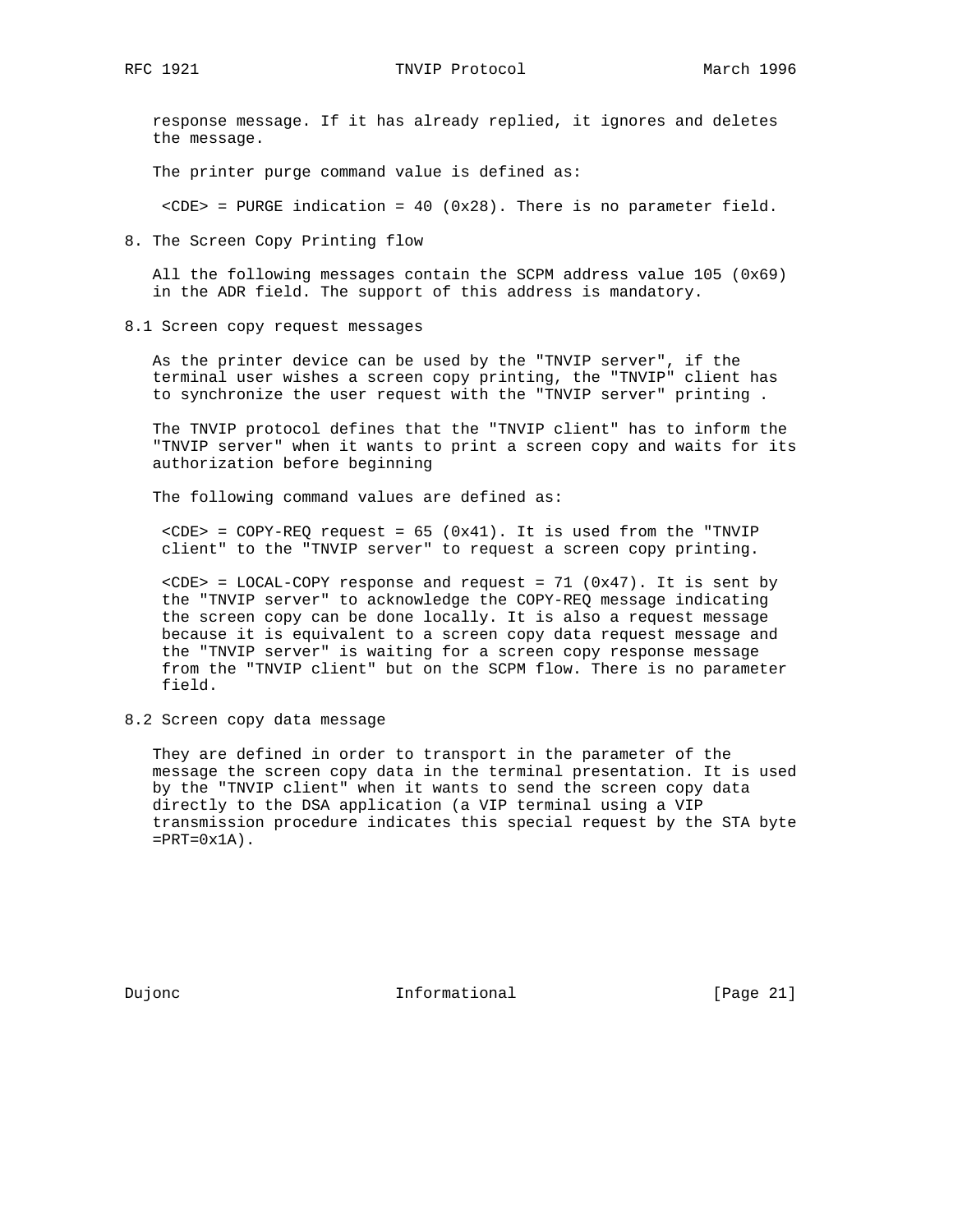response message. If it has already replied, it ignores and deletes the message.

The printer purge command value is defined as:

<CDE> = PURGE indication = 40 (0x28). There is no parameter field.

## 8. The Screen Copy Printing flow

All the following messages contain the SCPM address value 105 (0x69) in the ADR field. The support of this address is mandatory.

### 8.1 Screen copy request messages

As the printer device can be used by the "TNVIP server", if the terminal user wishes a screen copy printing, the "TNVIP" client has to synchronize the user request with the "TNVIP server" printing .

The TNVIP protocol defines that the "TNVIP client" has to inform the "TNVIP server" when it wants to print a screen copy and waits for its authorization before beginning

The following command values are defined as:

<CDE> = COPY-REQ request = 65 (0x41). It is used from the "TNVIP client" to the "TNVIP server" to request a screen copy printing.

<CDE> = LOCAL-COPY response and request = 71 (0x47). It is sent by the "TNVIP server" to acknowledge the COPY-REQ message indicating the screen copy can be done locally. It is also a request message because it is equivalent to a screen copy data request message and the "TNVIP server" is waiting for a screen copy response message from the "TNVIP client" but on the SCPM flow. There is no parameter field.

### 8.2 Screen copy data message

They are defined in order to transport in the parameter of the message the screen copy data in the terminal presentation. It is used by the "TNVIP client" when it wants to send the screen copy data directly to the DSA application (a VIP terminal using a VIP transmission procedure indicates this special request by the STA byte =PRT=0x1A).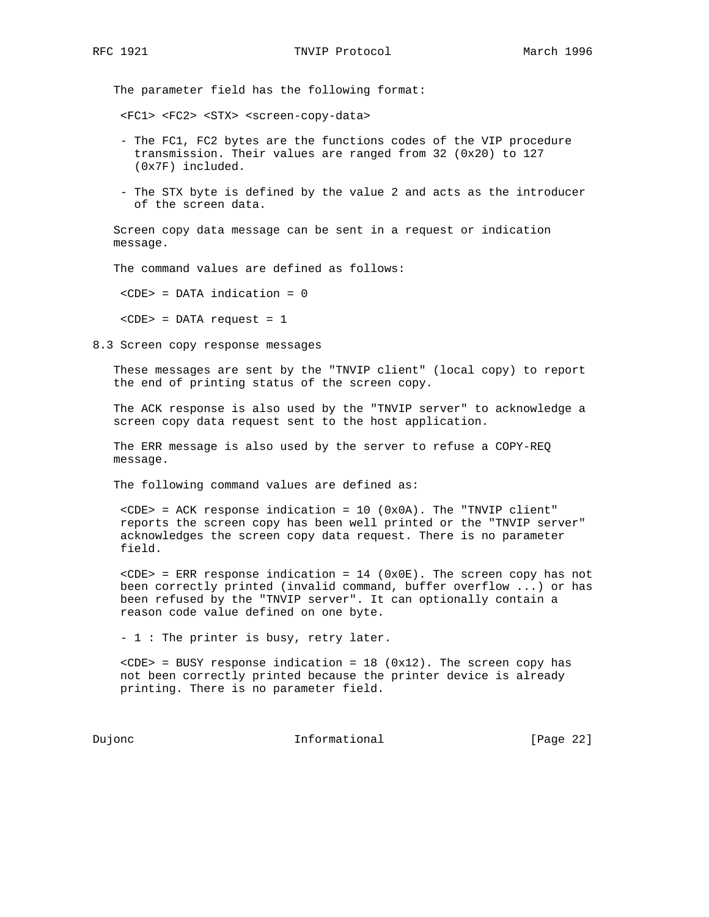The parameter field has the following format:

<FC1> <FC2> <STX> <screen-copy-data>

- The FC1, FC2 bytes are the functions codes of the VIP procedure transmission. Their values are ranged from 32 (0x20) to 127 (0x7F) included.
- The STX byte is defined by the value 2 and acts as the introducer of the screen data.

Screen copy data message can be sent in a request or indication message.

The command values are defined as follows:

<CDE> = DATA indication = 0

<CDE> = DATA request = 1

## 8.3 Screen copy response messages

These messages are sent by the "TNVIP client" (local copy) to report the end of printing status of the screen copy.

The ACK response is also used by the "TNVIP server" to acknowledge a screen copy data request sent to the host application.

The ERR message is also used by the server to refuse a COPY-REQ message.

The following command values are defined as:

<CDE> = ACK response indication = 10 (0x0A). The "TNVIP client" reports the screen copy has been well printed or the "TNVIP server" acknowledges the screen copy data request. There is no parameter field.

<CDE> = ERR response indication = 14 (0x0E). The screen copy has not been correctly printed (invalid command, buffer overflow ...) or has been refused by the "TNVIP server". It can optionally contain a reason code value defined on one byte.

- 1 : The printer is busy, retry later.

<CDE> = BUSY response indication = 18 (0x12). The screen copy has not been correctly printed because the printer device is already printing. There is no parameter field.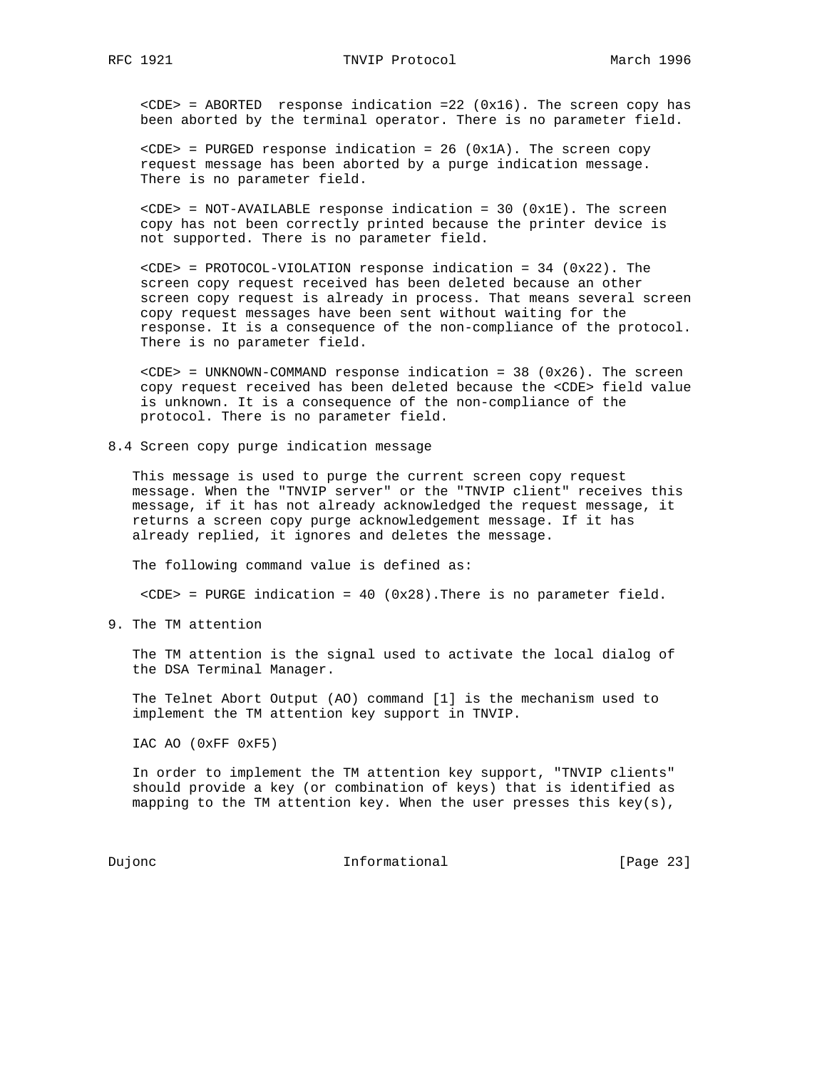<CDE> = ABORTED  response indication =22 (0x16). The screen copy has been aborted by the terminal operator. There is no parameter field.

<CDE> = PURGED response indication = 26 (0x1A). The screen copy request message has been aborted by a purge indication message. There is no parameter field.

<CDE> = NOT-AVAILABLE response indication = 30 (0x1E). The screen copy has not been correctly printed because the printer device is not supported. There is no parameter field.

<CDE> = PROTOCOL-VIOLATION response indication = 34 (0x22). The screen copy request received has been deleted because an other screen copy request is already in process. That means several screen copy request messages have been sent without waiting for the response. It is a consequence of the non-compliance of the protocol. There is no parameter field.

<CDE> = UNKNOWN-COMMAND response indication = 38 (0x26). The screen copy request received has been deleted because the <CDE> field value is unknown. It is a consequence of the non-compliance of the protocol. There is no parameter field.

### 8.4 Screen copy purge indication message

This message is used to purge the current screen copy request message. When the "TNVIP server" or the "TNVIP client" receives this message, if it has not already acknowledged the request message, it returns a screen copy purge acknowledgement message. If it has already replied, it ignores and deletes the message.

The following command value is defined as:

<CDE> = PURGE indication = 40 (0x28).There is no parameter field.

## 9. The TM attention

The TM attention is the signal used to activate the local dialog of the DSA Terminal Manager.

The Telnet Abort Output (AO) command [1] is the mechanism used to implement the TM attention key support in TNVIP.

IAC AO (0xFF 0xF5)

In order to implement the TM attention key support, "TNVIP clients" should provide a key (or combination of keys) that is identified as mapping to the TM attention key. When the user presses this key(s),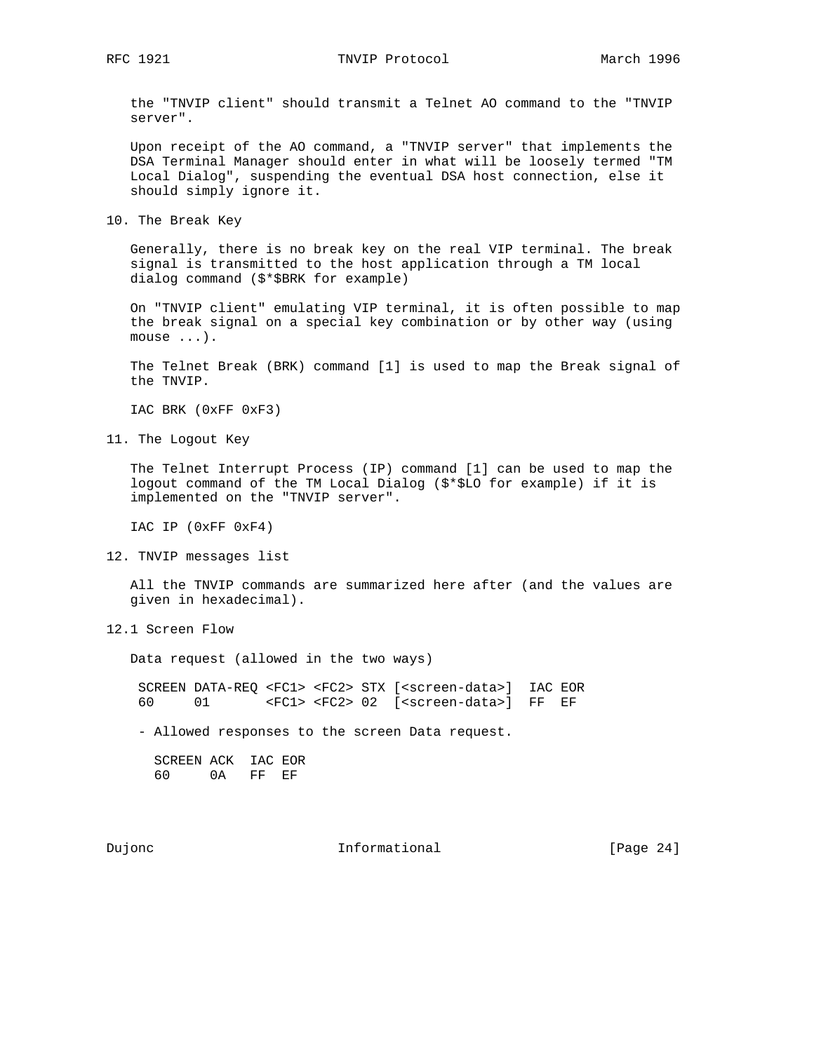the "TNVIP client" should transmit a Telnet AO command to the "TNVIP server".

Upon receipt of the AO command, a "TNVIP server" that implements the DSA Terminal Manager should enter in what will be loosely termed "TM Local Dialog", suspending the eventual DSA host connection, else it should simply ignore it.

## 10. The Break Key

Generally, there is no break key on the real VIP terminal. The break signal is transmitted to the host application through a TM local dialog command ($*$BRK for example)

On "TNVIP client" emulating VIP terminal, it is often possible to map the break signal on a special key combination or by other way (using mouse ...).

The Telnet Break (BRK) command [1] is used to map the Break signal of the TNVIP.

IAC BRK (0xFF 0xF3)

## 11. The Logout Key

The Telnet Interrupt Process (IP) command [1] can be used to map the logout command of the TM Local Dialog ($*$LO for example) if it is implemented on the "TNVIP server".

IAC IP (0xFF 0xF4)

## 12. TNVIP messages list

All the TNVIP commands are summarized here after (and the values are given in hexadecimal).

### 12.1 Screen Flow

Data request (allowed in the two ways)

```
SCREEN DATA-REQ <FC1> <FC2> STX [<screen-data>]  IAC EOR
60     01       <FC1> <FC2> 02  [<screen-data>]  FF  EF
```

- Allowed responses to the screen Data request.

```
SCREEN ACK  IAC EOR
60     0A   FF  EF
```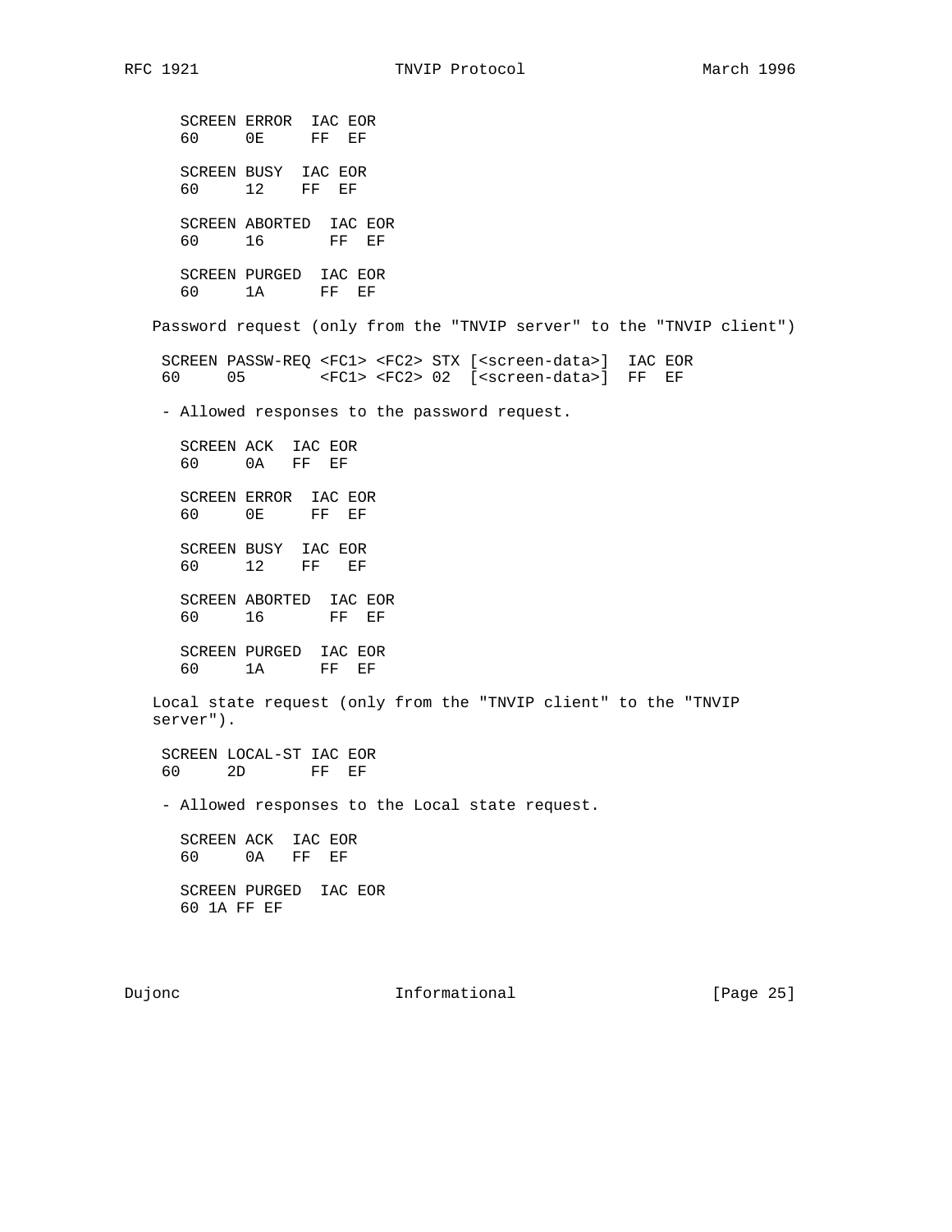```
      SCREEN ERROR  IAC EOR
      60     0E     FF  EF

      SCREEN BUSY  IAC EOR
      60     12    FF  EF

      SCREEN ABORTED  IAC EOR
      60     16       FF  EF

      SCREEN PURGED  IAC EOR
      60     1A      FF  EF
```

Password request (only from the "TNVIP server" to the "TNVIP client")

```
    SCREEN PASSW-REQ <FC1> <FC2> STX [<screen-data>]  IAC EOR
    60     05        <FC1> <FC2> 02  [<screen-data>]  FF  EF
```

- Allowed responses to the password request.

```
      SCREEN ACK  IAC EOR
      60     0A   FF  EF

      SCREEN ERROR  IAC EOR
      60     0E     FF  EF

      SCREEN BUSY  IAC EOR
      60     12    FF   EF

      SCREEN ABORTED  IAC EOR
      60     16       FF  EF

      SCREEN PURGED  IAC EOR
      60     1A      FF  EF
```

Local state request (only from the "TNVIP client" to the "TNVIP server").

```
    SCREEN LOCAL-ST IAC EOR
    60     2D       FF  EF
```

- Allowed responses to the Local state request.

```
      SCREEN ACK  IAC EOR
      60     0A   FF  EF

      SCREEN PURGED  IAC EOR
      60 1A FF EF
```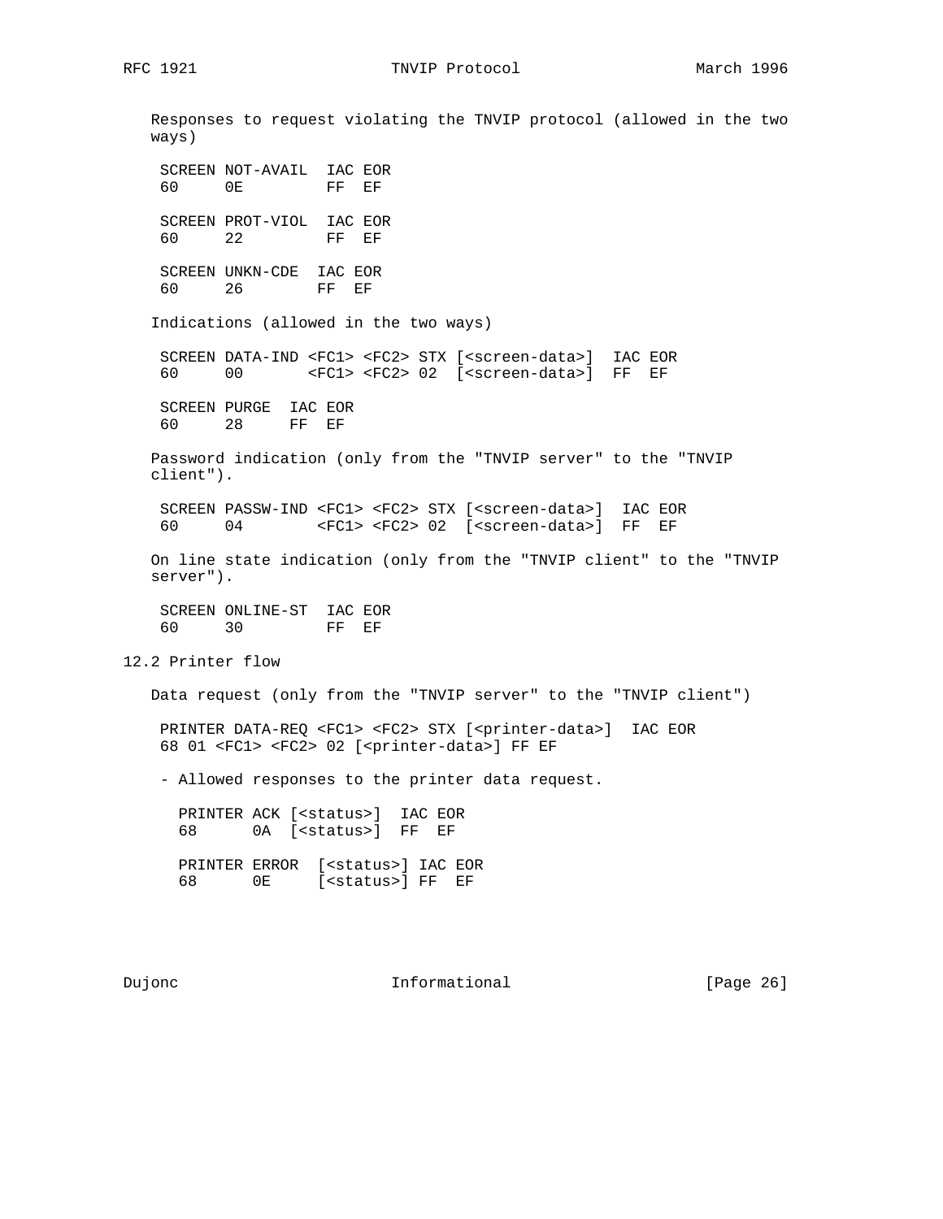Responses to request violating the TNVIP protocol (allowed in the two ways)

```
 SCREEN NOT-AVAIL  IAC EOR
 60     0E         FF  EF

 SCREEN PROT-VIOL  IAC EOR
 60     22         FF  EF

 SCREEN UNKN-CDE  IAC EOR
 60     26        FF  EF
```

Indications (allowed in the two ways)

```
 SCREEN DATA-IND <FC1> <FC2> STX [<screen-data>]  IAC EOR
 60     00       <FC1> <FC2> 02  [<screen-data>]  FF  EF

 SCREEN PURGE  IAC EOR
 60     28     FF  EF
```

Password indication (only from the "TNVIP server" to the "TNVIP client").

```
 SCREEN PASSW-IND <FC1> <FC2> STX [<screen-data>]  IAC EOR
 60     04        <FC1> <FC2> 02  [<screen-data>]  FF  EF
```

On line state indication (only from the "TNVIP client" to the "TNVIP server").

```
 SCREEN ONLINE-ST  IAC EOR
 60     30         FF  EF
```

## 12.2 Printer flow

Data request (only from the "TNVIP server" to the "TNVIP client")

```
 PRINTER DATA-REQ <FC1> <FC2> STX [<printer-data>]  IAC EOR
 68 01 <FC1> <FC2> 02 [<printer-data>] FF EF
```

- Allowed responses to the printer data request.

```
   PRINTER ACK [<status>]  IAC EOR
   68      0A  [<status>]  FF  EF

   PRINTER ERROR  [<status>] IAC EOR
   68      0E     [<status>] FF  EF
```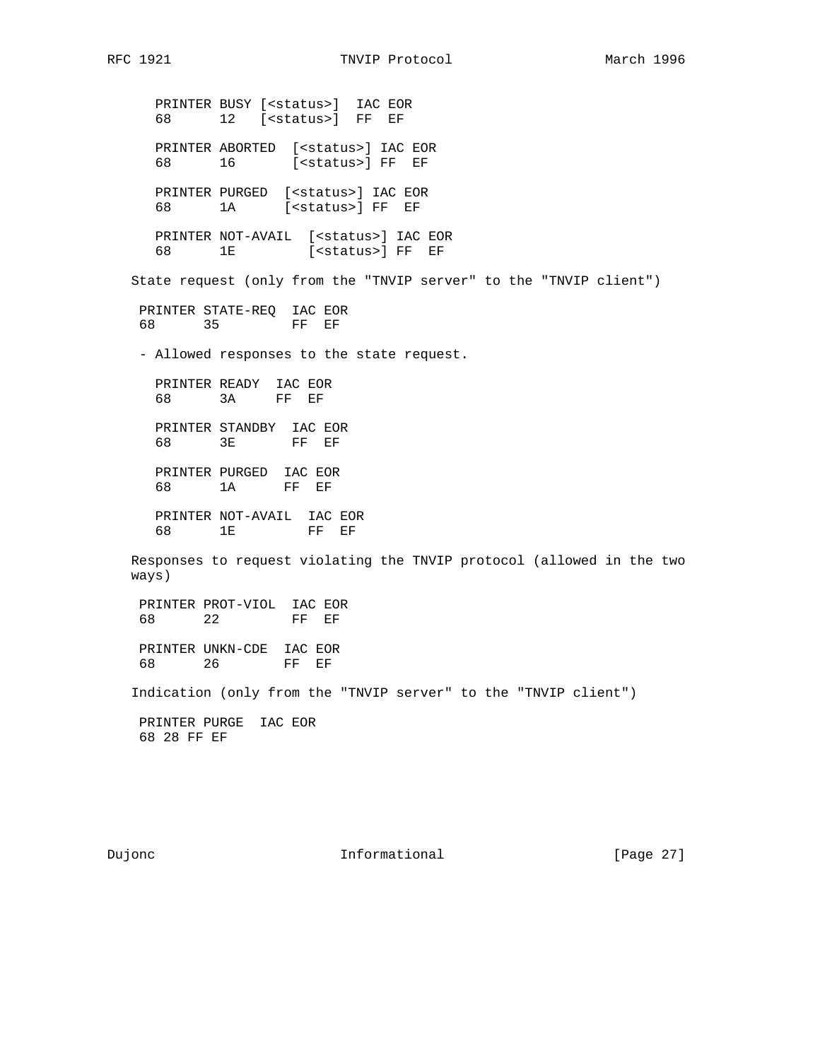```
      PRINTER BUSY [<status>]  IAC EOR
      68      12   [<status>]  FF  EF

      PRINTER ABORTED  [<status>] IAC EOR
      68      16       [<status>] FF  EF

      PRINTER PURGED  [<status>] IAC EOR
      68      1A      [<status>] FF  EF

      PRINTER NOT-AVAIL  [<status>] IAC EOR
      68      1E         [<status>] FF  EF
```

State request (only from the "TNVIP server" to the "TNVIP client")

```
    PRINTER STATE-REQ  IAC EOR
    68      35         FF  EF
```

- Allowed responses to the state request.

```
      PRINTER READY  IAC EOR
      68      3A     FF  EF

      PRINTER STANDBY  IAC EOR
      68      3E       FF  EF

      PRINTER PURGED  IAC EOR
      68      1A      FF  EF

      PRINTER NOT-AVAIL  IAC EOR
      68      1E         FF  EF
```

Responses to request violating the TNVIP protocol (allowed in the two ways)

```
    PRINTER PROT-VIOL  IAC EOR
    68      22         FF  EF

    PRINTER UNKN-CDE  IAC EOR
    68      26        FF  EF
```

Indication (only from the "TNVIP server" to the "TNVIP client")

```
    PRINTER PURGE  IAC EOR
    68 28 FF EF
```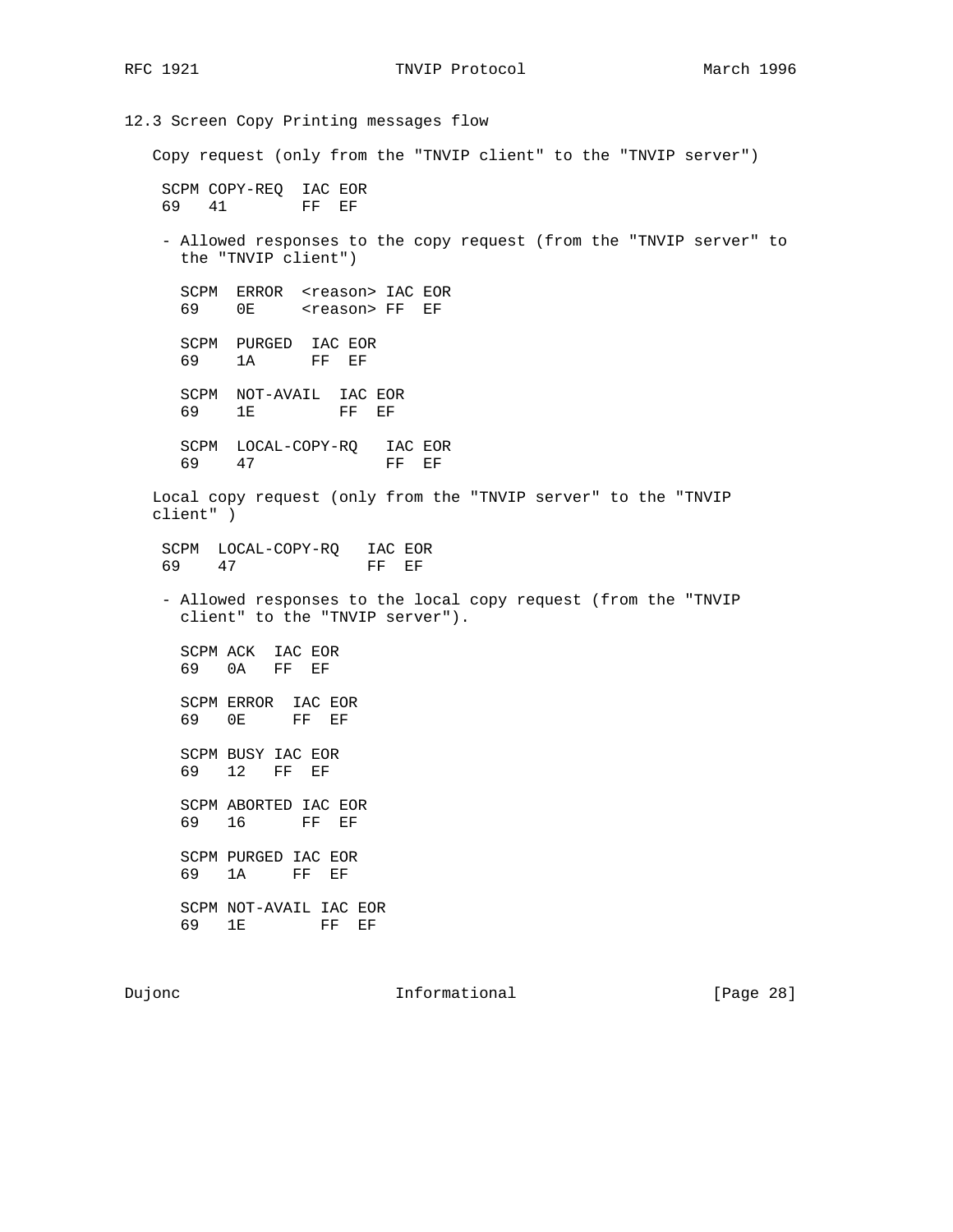## 12.3 Screen Copy Printing messages flow

Copy request (only from the "TNVIP client" to the "TNVIP server")

```
SCPM COPY-REQ  IAC EOR
69   41        FF  EF
```

- Allowed responses to the copy request (from the "TNVIP server" to the "TNVIP client")

```
SCPM  ERROR  <reason> IAC EOR
69    0E     <reason> FF  EF

SCPM  PURGED  IAC EOR
69    1A      FF  EF

SCPM  NOT-AVAIL  IAC EOR
69    1E         FF  EF

SCPM  LOCAL-COPY-RQ   IAC EOR
69    47              FF  EF
```

Local copy request (only from the "TNVIP server" to the "TNVIP client" )

```
SCPM  LOCAL-COPY-RQ   IAC EOR
69    47              FF  EF
```

- Allowed responses to the local copy request (from the "TNVIP client" to the "TNVIP server").

```
SCPM ACK  IAC EOR
69   0A   FF  EF

SCPM ERROR  IAC EOR
69   0E     FF  EF

SCPM BUSY IAC EOR
69   12   FF  EF

SCPM ABORTED IAC EOR
69   16      FF  EF

SCPM PURGED IAC EOR
69   1A     FF  EF

SCPM NOT-AVAIL IAC EOR
69   1E        FF  EF
```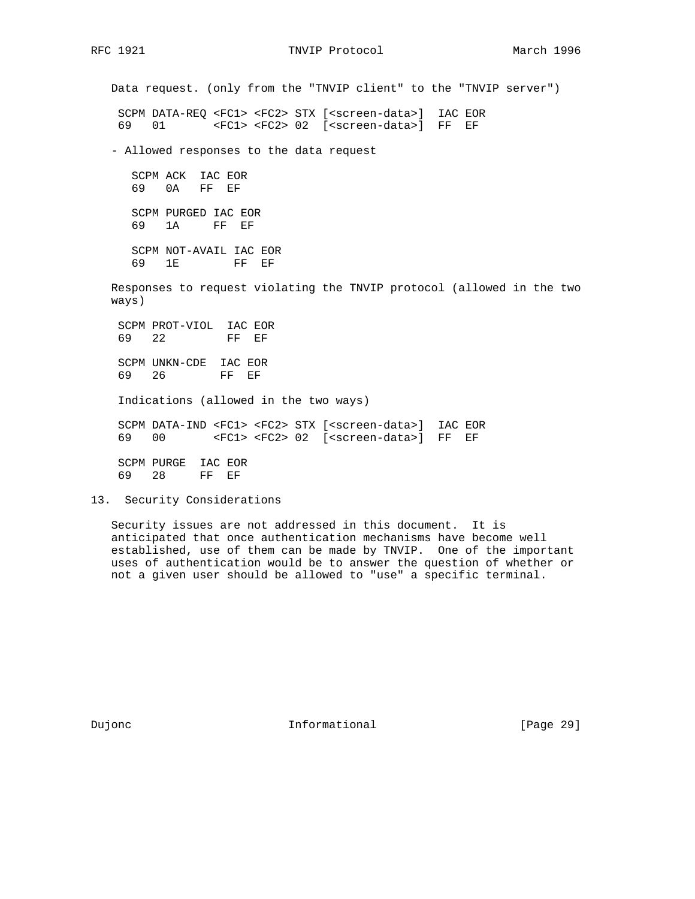Data request. (only from the "TNVIP client" to the "TNVIP server")

```
 SCPM DATA-REQ <FC1> <FC2> STX [<screen-data>]  IAC EOR
 69   01       <FC1> <FC2> 02  [<screen-data>]  FF  EF
```

- Allowed responses to the data request

```
   SCPM ACK  IAC EOR
   69   0A   FF  EF

   SCPM PURGED IAC EOR
   69   1A     FF  EF

   SCPM NOT-AVAIL IAC EOR
   69   1E        FF  EF
```

Responses to request violating the TNVIP protocol (allowed in the two ways)

```
 SCPM PROT-VIOL  IAC EOR
 69   22         FF  EF

 SCPM UNKN-CDE  IAC EOR
 69   26        FF  EF
```

Indications (allowed in the two ways)

```
 SCPM DATA-IND <FC1> <FC2> STX [<screen-data>]  IAC EOR
 69   00       <FC1> <FC2> 02  [<screen-data>]  FF  EF

 SCPM PURGE  IAC EOR
 69   28     FF  EF
```

## 13. Security Considerations

Security issues are not addressed in this document. It is anticipated that once authentication mechanisms have become well established, use of them can be made by TNVIP. One of the important uses of authentication would be to answer the question of whether or not a given user should be allowed to "use" a specific terminal.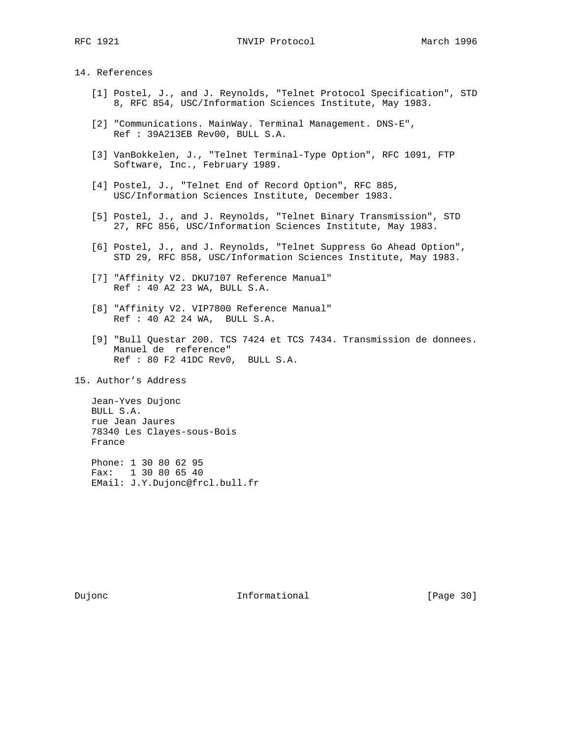## 14. References

[1] Postel, J., and J. Reynolds, "Telnet Protocol Specification", STD 8, RFC 854, USC/Information Sciences Institute, May 1983.

[2] "Communications. MainWay. Terminal Management. DNS-E", Ref : 39A213EB Rev00, BULL S.A.

[3] VanBokkelen, J., "Telnet Terminal-Type Option", RFC 1091, FTP Software, Inc., February 1989.

[4] Postel, J., "Telnet End of Record Option", RFC 885, USC/Information Sciences Institute, December 1983.

[5] Postel, J., and J. Reynolds, "Telnet Binary Transmission", STD 27, RFC 856, USC/Information Sciences Institute, May 1983.

[6] Postel, J., and J. Reynolds, "Telnet Suppress Go Ahead Option", STD 29, RFC 858, USC/Information Sciences Institute, May 1983.

[7] "Affinity V2. DKU7107 Reference Manual" Ref : 40 A2 23 WA, BULL S.A.

[8] "Affinity V2. VIP7800 Reference Manual" Ref : 40 A2 24 WA, BULL S.A.

[9] "Bull Questar 200. TCS 7424 et TCS 7434. Transmission de donnees. Manuel de reference" Ref : 80 F2 41DC Rev0, BULL S.A.

## 15. Author's Address

Jean-Yves Dujonc
BULL S.A.
rue Jean Jaures
78340 Les Clayes-sous-Bois
France

Phone: 1 30 80 62 95
Fax: 1 30 80 65 40
EMail: J.Y.Dujonc@frcl.bull.fr